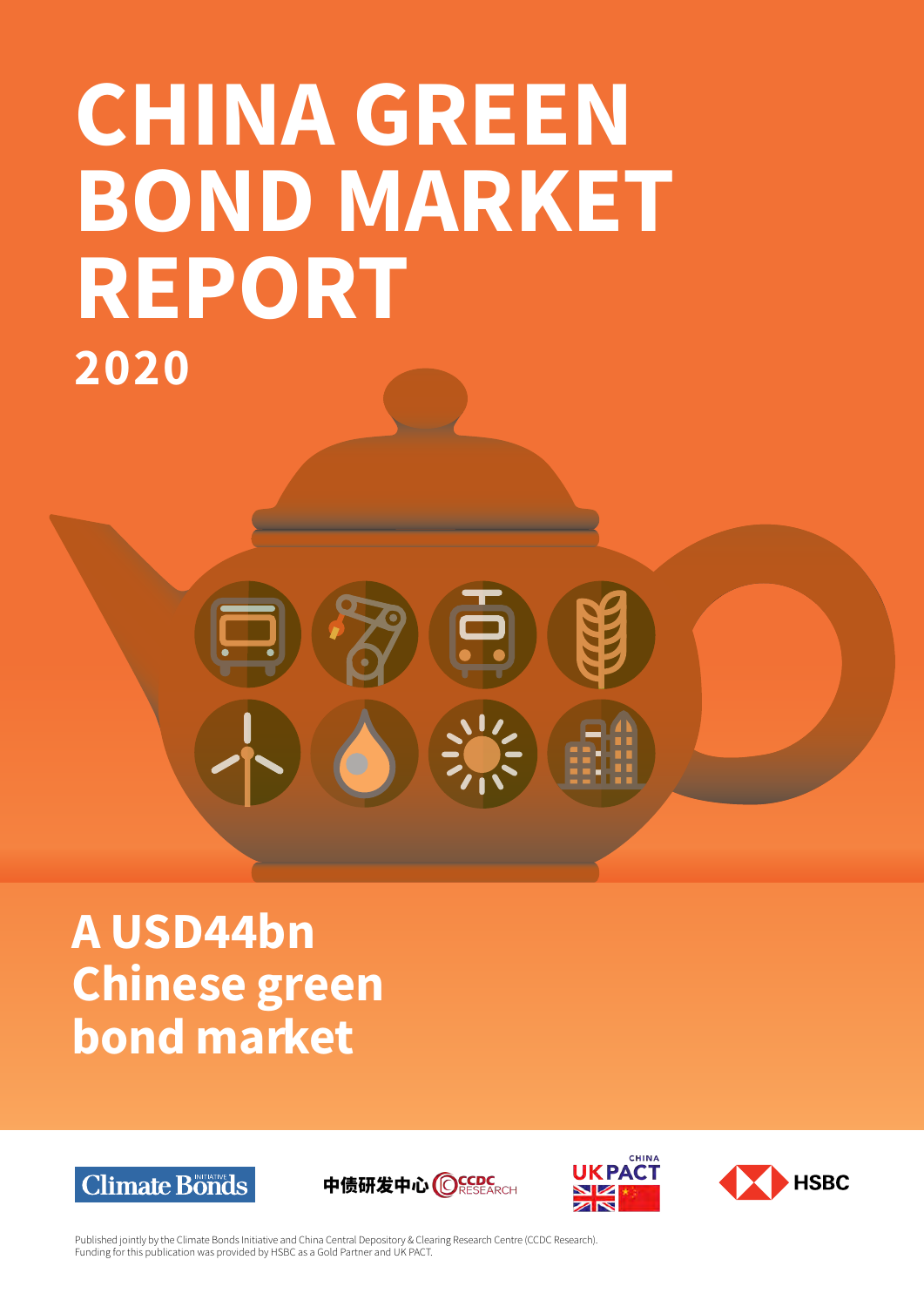# CHINA GREEN BOND MARKET REPORT

## 2020

## A USD44bn Chinese green bond market

Climate Bonds Initiative

中债研发中心 CCDC RESEARCH

CHINA UK PACT

HSBC

Published jointly by the Climate Bonds Initiative and China Central Depository & Clearing Research Centre (CCDC Research).
Funding for this publication was provided by HSBC as a Gold Partner and UK PACT.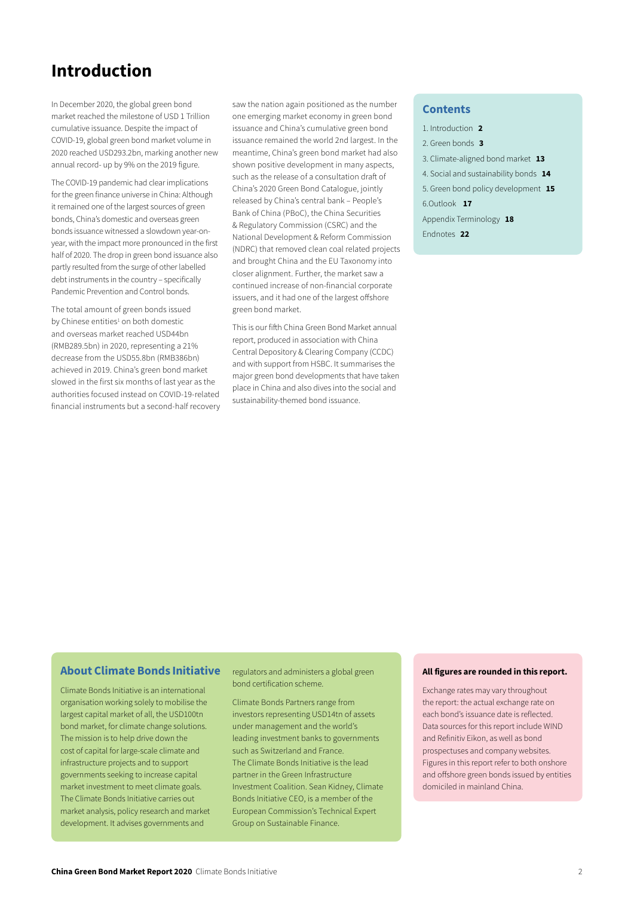# Introduction

In December 2020, the global green bond market reached the milestone of USD 1 Trillion cumulative issuance. Despite the impact of COVID-19, global green bond market volume in 2020 reached USD293.2bn, marking another new annual record- up by 9% on the 2019 figure.

The COVID-19 pandemic had clear implications for the green finance universe in China: Although it remained one of the largest sources of green bonds, China's domestic and overseas green bonds issuance witnessed a slowdown year-on-year, with the impact more pronounced in the first half of 2020. The drop in green bond issuance also partly resulted from the surge of other labelled debt instruments in the country – specifically Pandemic Prevention and Control bonds.

The total amount of green bonds issued by Chinese entities[1] on both domestic and overseas market reached USD44bn (RMB289.5bn) in 2020, representing a 21% decrease from the USD55.8bn (RMB386bn) achieved in 2019. China's green bond market slowed in the first six months of last year as the authorities focused instead on COVID-19-related financial instruments but a second-half recovery saw the nation again positioned as the number one emerging market economy in green bond issuance and China's cumulative green bond issuance remained the world 2nd largest. In the meantime, China's green bond market had also shown positive development in many aspects, such as the release of a consultation draft of China's 2020 Green Bond Catalogue, jointly released by China's central bank – People's Bank of China (PBoC), the China Securities & Regulatory Commission (CSRC) and the National Development & Reform Commission (NDRC) that removed clean coal related projects and brought China and the EU Taxonomy into closer alignment. Further, the market saw a continued increase of non-financial corporate issuers, and it had one of the largest offshore green bond market.

This is our fifth China Green Bond Market annual report, produced in association with China Central Depository & Clearing Company (CCDC) and with support from HSBC. It summarises the major green bond developments that have taken place in China and also dives into the social and sustainability-themed bond issuance.

## Contents

1. Introduction **2**
2. Green bonds **3**
3. Climate-aligned bond market **13**
4. Social and sustainability bonds **14**
5. Green bond policy development **15**
6. Outlook **17**

Appendix Terminology **18**

Endnotes **22**

## About Climate Bonds Initiative

Climate Bonds Initiative is an international organisation working solely to mobilise the largest capital market of all, the USD100tn bond market, for climate change solutions. The mission is to help drive down the cost of capital for large-scale climate and infrastructure projects and to support governments seeking to increase capital market investment to meet climate goals. The Climate Bonds Initiative carries out market analysis, policy research and market development. It advises governments and regulators and administers a global green bond certification scheme.

Climate Bonds Partners range from investors representing USD14tn of assets under management and the world's leading investment banks to governments such as Switzerland and France. The Climate Bonds Initiative is the lead partner in the Green Infrastructure Investment Coalition. Sean Kidney, Climate Bonds Initiative CEO, is a member of the European Commission's Technical Expert Group on Sustainable Finance.

**All figures are rounded in this report.**

Exchange rates may vary throughout the report: the actual exchange rate on each bond's issuance date is reflected. Data sources for this report include WIND and Refinitiv Eikon, as well as bond prospectuses and company websites. Figures in this report refer to both onshore and offshore green bonds issued by entities domiciled in mainland China.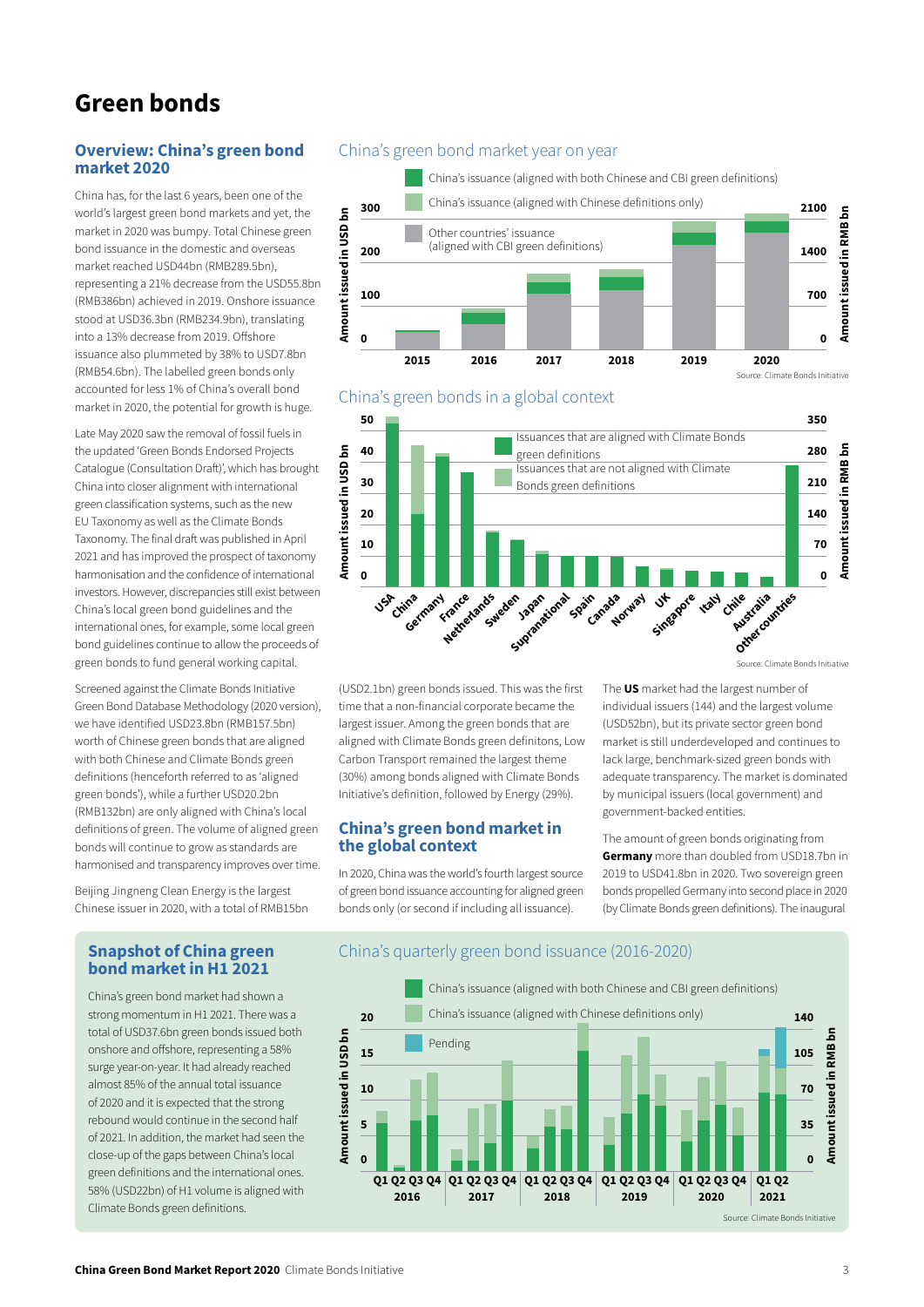# Green bonds

## Overview: China's green bond market 2020

China has, for the last 6 years, been one of the world's largest green bond markets and yet, the market in 2020 was bumpy. Total Chinese green bond issuance in the domestic and overseas market reached USD44bn (RMB289.5bn), representing a 21% decrease from the USD55.8bn (RMB386bn) achieved in 2019. Onshore issuance stood at USD36.3bn (RMB234.9bn), translating into a 13% decrease from 2019. Offshore issuance also plummeted by 38% to USD7.8bn (RMB54.6bn). The labelled green bonds only accounted for less 1% of China's overall bond market in 2020, the potential for growth is huge.

Late May 2020 saw the removal of fossil fuels in the updated 'Green Bonds Endorsed Projects Catalogue (Consultation Draft)', which has brought China into closer alignment with international green classification systems, such as the new EU Taxonomy as well as the Climate Bonds Taxonomy. The final draft was published in April 2021 and has improved the prospect of taxonomy harmonisation and the confidence of international investors. However, discrepancies still exist between China's local green bond guidelines and the international ones, for example, some local green bond guidelines continue to allow the proceeds of green bonds to fund general working capital.

Screened against the Climate Bonds Initiative Green Bond Database Methodology (2020 version), we have identified USD23.8bn (RMB157.5bn) worth of Chinese green bonds that are aligned with both Chinese and Climate Bonds green definitions (henceforth referred to as 'aligned green bonds'), while a further USD20.2bn (RMB132bn) are only aligned with China's local definitions of green. The volume of aligned green bonds will continue to grow as standards are harmonised and transparency improves over time.

Beijing Jingneng Clean Energy is the largest Chinese issuer in 2020, with a total of RMB15bn (USD2.1bn) green bonds issued. This was the first time that a non-financial corporate became the largest issuer. Among the green bonds that are aligned with Climate Bonds green definitons, Low Carbon Transport remained the largest theme (30%) among bonds aligned with Climate Bonds Initiative's definition, followed by Energy (29%).

China's green bond market year on year

Source: Climate Bonds Initiative

China's green bonds in a global context

Source: Climate Bonds Initiative

## China's green bond market in the global context

In 2020, China was the world's fourth largest source of green bond issuance accounting for aligned green bonds only (or second if including all issuance).

The **US** market had the largest number of individual issuers (144) and the largest volume (USD52bn), but its private sector green bond market is still underdeveloped and continues to lack large, benchmark-sized green bonds with adequate transparency. The market is dominated by municipal issuers (local government) and government-backed entities.

The amount of green bonds originating from **Germany** more than doubled from USD18.7bn in 2019 to USD41.8bn in 2020. Two sovereign green bonds propelled Germany into second place in 2020 (by Climate Bonds green definitions). The inaugural

## Snapshot of China green bond market in H1 2021

China's green bond market had shown a strong momentum in H1 2021. There was a total of USD37.6bn green bonds issued both onshore and offshore, representing a 58% surge year-on-year. It had already reached almost 85% of the annual total issuance of 2020 and it is expected that the strong rebound would continue in the second half of 2021. In addition, the market had seen the close-up of the gaps between China's local green definitions and the international ones. 58% (USD22bn) of H1 volume is aligned with Climate Bonds green definitions.

China's quarterly green bond issuance (2016-2020)

Source: Climate Bonds Initiative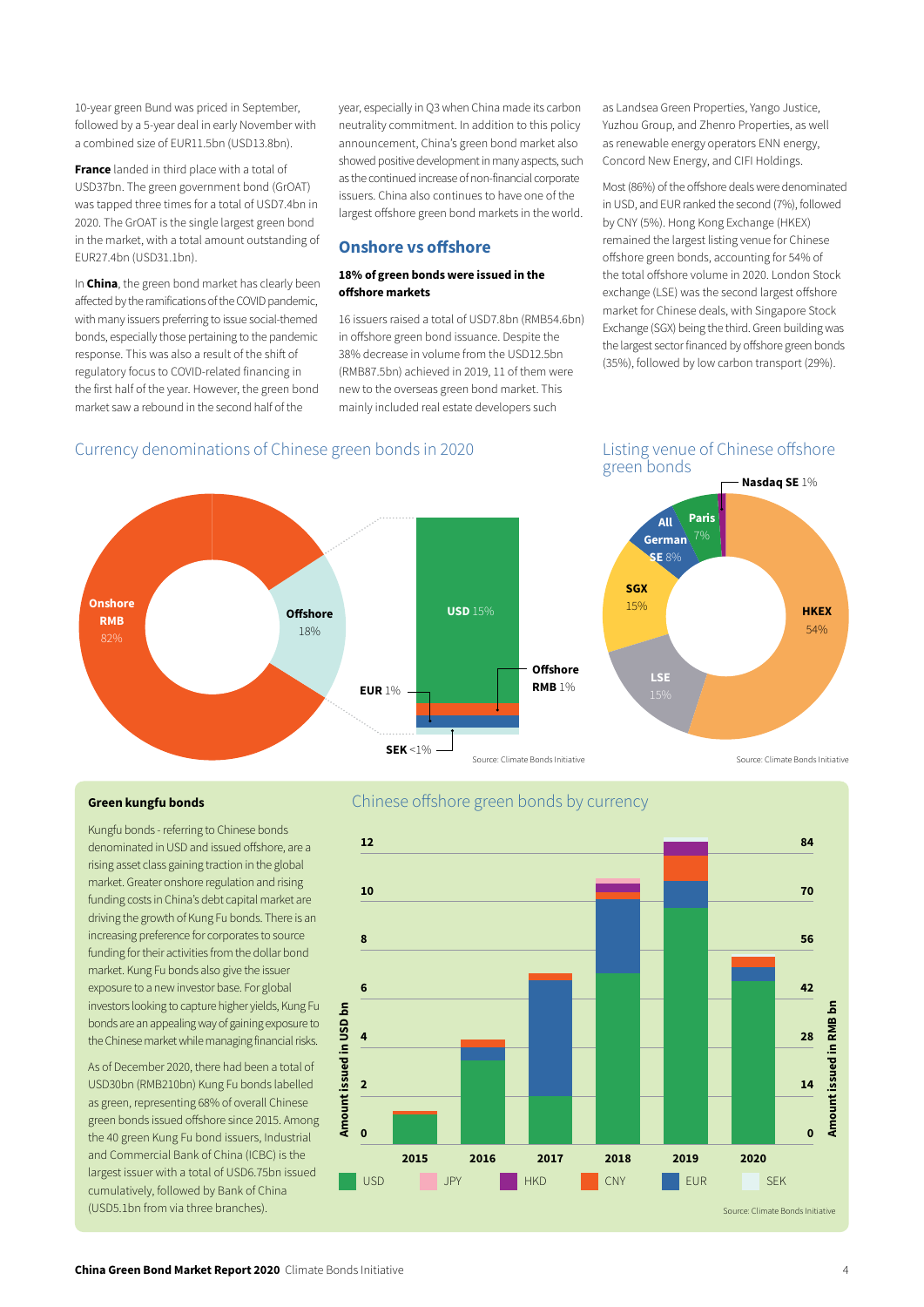10-year green Bund was priced in September, followed by a 5-year deal in early November with a combined size of EUR11.5bn (USD13.8bn).

**France** landed in third place with a total of USD37bn. The green government bond (GrOAT) was tapped three times for a total of USD7.4bn in 2020. The GrOAT is the single largest green bond in the market, with a total amount outstanding of EUR27.4bn (USD31.1bn).

In **China**, the green bond market has clearly been affected by the ramifications of the COVID pandemic, with many issuers preferring to issue social-themed bonds, especially those pertaining to the pandemic response. This was also a result of the shift of regulatory focus to COVID-related financing in the first half of the year. However, the green bond market saw a rebound in the second half of the year, especially in Q3 when China made its carbon neutrality commitment. In addition to this policy announcement, China's green bond market also showed positive development in many aspects, such as the continued increase of non-financial corporate issuers. China also continues to have one of the largest offshore green bond markets in the world.

## Onshore vs offshore

**18% of green bonds were issued in the offshore markets**

16 issuers raised a total of USD7.8bn (RMB54.6bn) in offshore green bond issuance. Despite the 38% decrease in volume from the USD12.5bn (RMB87.5bn) achieved in 2019, 11 of them were new to the overseas green bond market. This mainly included real estate developers such as Landsea Green Properties, Yango Justice, Yuzhou Group, and Zhenro Properties, as well as renewable energy operators ENN energy, Concord New Energy, and CIFI Holdings.

Most (86%) of the offshore deals were denominated in USD, and EUR ranked the second (7%), followed by CNY (5%). Hong Kong Exchange (HKEX) remained the largest listing venue for Chinese offshore green bonds, accounting for 54% of the total offshore volume in 2020. London Stock exchange (LSE) was the second largest offshore market for Chinese deals, with Singapore Stock Exchange (SGX) being the third. Green building was the largest sector financed by offshore green bonds (35%), followed by low carbon transport (29%).

### Currency denominations of Chinese green bonds in 2020

Onshore RMB 82%; Offshore 18% (USD 15%; Offshore RMB 1%; EUR 1%; SEK <1%)

Source: Climate Bonds Initiative

### Listing venue of Chinese offshore green bonds

HKEX 54%; LSE 15%; SGX 15%; All German SE 8%; Paris 7%; Nasdaq SE 1%

Source: Climate Bonds Initiative

### Green kungfu bonds

Kungfu bonds - referring to Chinese bonds denominated in USD and issued offshore, are a rising asset class gaining traction in the global market. Greater onshore regulation and rising funding costs in China's debt capital market are driving the growth of Kung Fu bonds. There is an increasing preference for corporates to source funding for their activities from the dollar bond market. Kung Fu bonds also give the issuer exposure to a new investor base. For global investors looking to capture higher yields, Kung Fu bonds are an appealing way of gaining exposure to the Chinese market while managing financial risks.

As of December 2020, there had been a total of USD30bn (RMB210bn) Kung Fu bonds labelled as green, representing 68% of overall Chinese green bonds issued offshore since 2015. Among the 40 green Kung Fu bond issuers, Industrial and Commercial Bank of China (ICBC) is the largest issuer with a total of USD6.75bn issued cumulatively, followed by Bank of China (USD5.1bn from via three branches).

### Chinese offshore green bonds by currency

Stacked bar chart, 2015–2020; left axis: Amount issued in USD bn (0–12); right axis: Amount issued in RMB bn (0–84). Legend: USD, JPY, HKD, CNY, EUR, SEK.

Source: Climate Bonds Initiative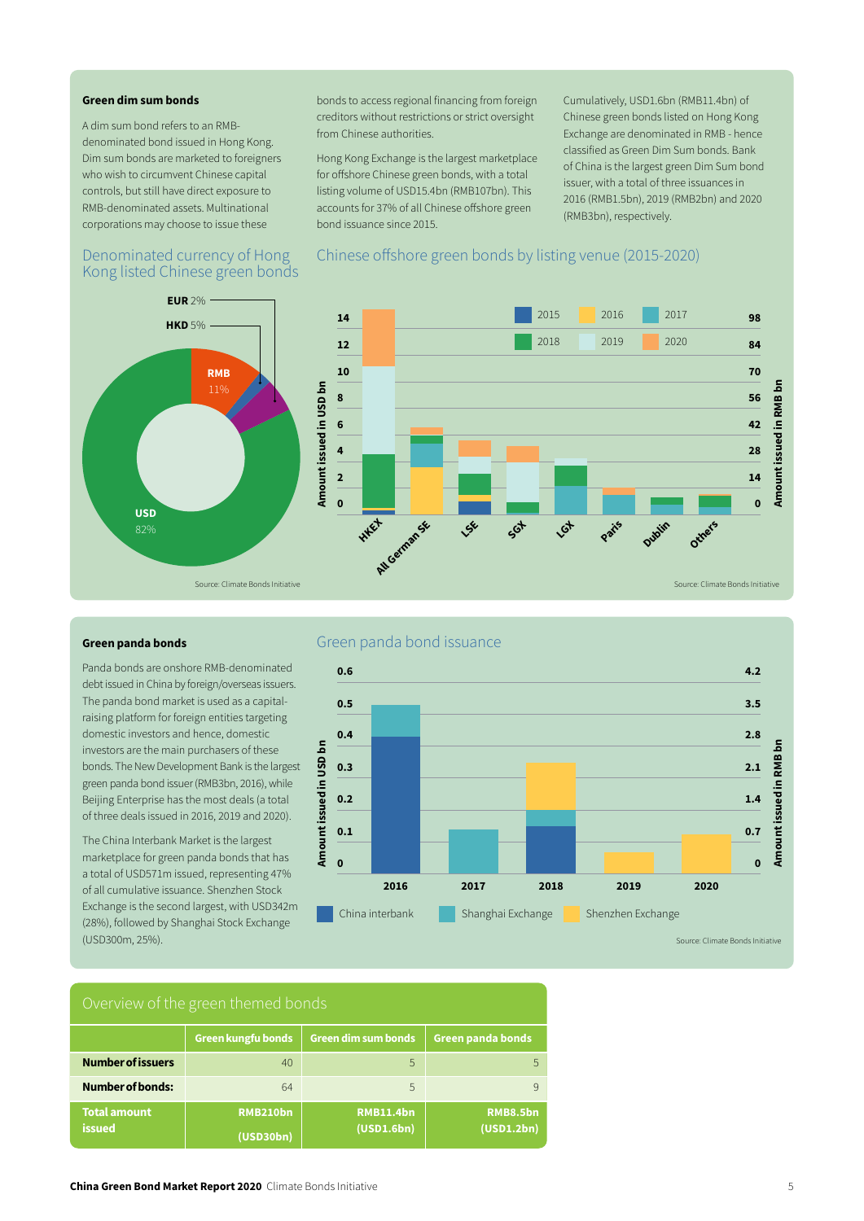### Green dim sum bonds

A dim sum bond refers to an RMB-denominated bond issued in Hong Kong. Dim sum bonds are marketed to foreigners who wish to circumvent Chinese capital controls, but still have direct exposure to RMB-denominated assets. Multinational corporations may choose to issue these bonds to access regional financing from foreign creditors without restrictions or strict oversight from Chinese authorities.

Hong Kong Exchange is the largest marketplace for offshore Chinese green bonds, with a total listing volume of USD15.4bn (RMB107bn). This accounts for 37% of all Chinese offshore green bond issuance since 2015.

Cumulatively, USD1.6bn (RMB11.4bn) of Chinese green bonds listed on Hong Kong Exchange are denominated in RMB - hence classified as Green Dim Sum Bonds. Bank of China is the largest green Dim Sum bond issuer, with a total of three issuances in 2016 (RMB1.5bn), 2019 (RMB2bn) and 2020 (RMB3bn), respectively.

#### Denominated currency of Hong Kong listed Chinese green bonds

EUR 2%
HKD 5%
RMB 11%
USD 82%

Source: Climate Bonds Initiative

#### Chinese offshore green bonds by listing venue (2015-2020)

Amount issued in USD bn: 0, 2, 4, 6, 8, 10, 12, 14
Amount issued in RMB bn: 0, 14, 28, 42, 56, 70, 84, 98

Legend: 2015, 2016, 2017, 2018, 2019, 2020

Venues: HKEX, All German SE, LSE, SGX, LGX, Paris, Dublin, Others

Source: Climate Bonds Initiative

### Green panda bonds

Panda bonds are onshore RMB-denominated debt issued in China by foreign/overseas issuers. The panda bond market is used as a capital-raising platform for foreign entities targeting domestic investors and hence, domestic investors are the main purchasers of these bonds. The New Development Bank is the largest green panda bond issuer (RMB3bn, 2016), while Beijing Enterprise has the most deals (a total of three deals issued in 2016, 2019 and 2020).

The China Interbank Market is the largest marketplace for green panda bonds that has a total of USD571m issued, representing 47% of all cumulative issuance. Shenzhen Stock Exchange is the second largest, with USD342m (28%), followed by Shanghai Stock Exchange (USD300m, 25%).

#### Green panda bond issuance

Amount issued in USD bn: 0, 0.1, 0.2, 0.3, 0.4, 0.5, 0.6
Amount issued in RMB bn: 0, 0.7, 1.4, 2.1, 2.8, 3.5, 4.2

Years: 2016, 2017, 2018, 2019, 2020

Legend: China interbank, Shanghai Exchange, Shenzhen Exchange

Source: Climate Bonds Initiative

#### Overview of the green themed bonds

| | Green kungfu bonds | Green dim sum bonds | Green panda bonds |
|---|---|---|---|
| **Number of issuers** | 40 | 5 | 5 |
| **Number of bonds:** | 64 | 5 | 9 |
| **Total amount issued** | RMB210bn (USD30bn) | RMB11.4bn (USD1.6bn) | RMB8.5bn (USD1.2bn) |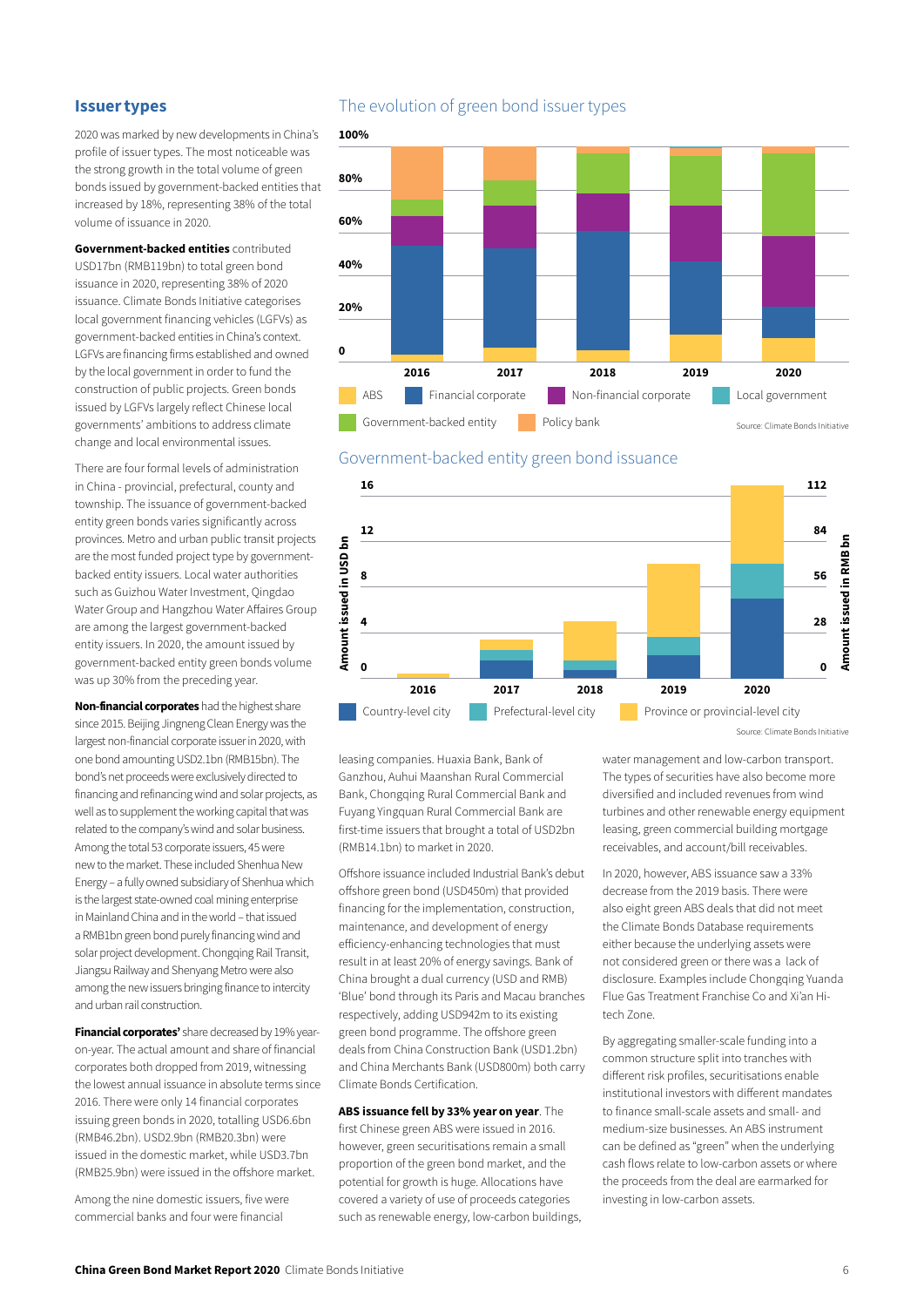## Issuer types

2020 was marked by new developments in China's profile of issuer types. The most noticeable was the strong growth in the total volume of green bonds issued by government-backed entities that increased by 18%, representing 38% of the total volume of issuance in 2020.

**Government-backed entities** contributed USD17bn (RMB119bn) to total green bond issuance in 2020, representing 38% of 2020 issuance. Climate Bonds Initiative categorises local government financing vehicles (LGFVs) as government-backed entities in China's context. LGFVs are financing firms established and owned by the local government in order to fund the construction of public projects. Green bonds issued by LGFVs largely reflect Chinese local governments' ambitions to address climate change and local environmental issues.

There are four formal levels of administration in China - provincial, prefectural, county and township. The issuance of government-backed entity green bonds varies significantly across provinces. Metro and urban public transit projects are the most funded project type by government-backed entity issuers. Local water authorities such as Guizhou Water Investment, Qingdao Water Group and Hangzhou Water Affaires Group are among the largest government-backed entity issuers. In 2020, the amount issued by government-backed entity green bonds volume was up 30% from the preceding year.

**Non-financial corporates** had the highest share since 2015. Beijing Jingneng Clean Energy was the largest non-financial corporate issuer in 2020, with one bond amounting USD2.1bn (RMB15bn). The bond's net proceeds were exclusively directed to financing and refinancing wind and solar projects, as well as to supplement the working capital that was related to the company's wind and solar business. Among the total 53 corporate issuers, 45 were new to the market. These included Shenhua New Energy – a fully owned subsidiary of Shenhua which is the largest state-owned coal mining enterprise in Mainland China and in the world – that issued a RMB1bn green bond purely financing wind and solar project development. Chongqing Rail Transit, Jiangsu Railway and Shenyang Metro were also among the new issuers bringing finance to intercity and urban rail construction.

**Financial corporates'** share decreased by 19% year-on-year. The actual amount and share of financial corporates both dropped from 2019, witnessing the lowest annual issuance in absolute terms since 2016. There were only 14 financial corporates issuing green bonds in 2020, totalling USD6.6bn (RMB46.2bn). USD2.9bn (RMB20.3bn) were issued in the domestic market, while USD3.7bn (RMB25.9bn) were issued in the offshore market.

Among the nine domestic issuers, five were commercial banks and four were financial leasing companies. Huaxia Bank, Bank of Ganzhou, Auhui Maanshan Rural Commercial Bank, Chongqing Rural Commercial Bank and Fuyang Yingquan Rural Commercial Bank are first-time issuers that brought a total of USD2bn (RMB14.1bn) to market in 2020.

Offshore issuance included Industrial Bank's debut offshore green bond (USD450m) that provided financing for the implementation, construction, maintenance, and development of energy efficiency-enhancing technologies that must result in at least 20% of energy savings. Bank of China brought a dual currency (USD and RMB) 'Blue' bond through its Paris and Macau branches respectively, adding USD942m to its existing green bond programme. The offshore green deals from China Construction Bank (USD1.2bn) and China Merchants Bank (USD800m) both carry Climate Bonds Certification.

**ABS issuance fell by 33% year on year**. The first Chinese green ABS were issued in 2016. however, green securitisations remain a small proportion of the green bond market, and the potential for growth is huge. Allocations have covered a variety of use of proceeds categories such as renewable energy, low-carbon buildings, water management and low-carbon transport. The types of securities have also become more diversified and included revenues from wind turbines and other renewable energy equipment leasing, green commercial building mortgage receivables, and account/bill receivables.

In 2020, however, ABS issuance saw a 33% decrease from the 2019 basis. There were also eight green ABS deals that did not meet the Climate Bonds Database requirements either because the underlying assets were not considered green or there was a lack of disclosure. Examples include Chongqing Yuanda Flue Gas Treatment Franchise Co and Xi'an Hi-tech Zone.

By aggregating smaller-scale funding into a common structure split into tranches with different risk profiles, securitisations enable institutional investors with different mandates to finance small-scale assets and small- and medium-size businesses. An ABS instrument can be defined as "green" when the underlying cash flows relate to low-carbon assets or where the proceeds from the deal are earmarked for investing in low-carbon assets.

### The evolution of green bond issuer types

Legend: ABS; Financial corporate; Non-financial corporate; Local government; Government-backed entity; Policy bank

Source: Climate Bonds Initiative

### Government-backed entity green bond issuance

Legend: Country-level city; Prefectural-level city; Province or provincial-level city

Source: Climate Bonds Initiative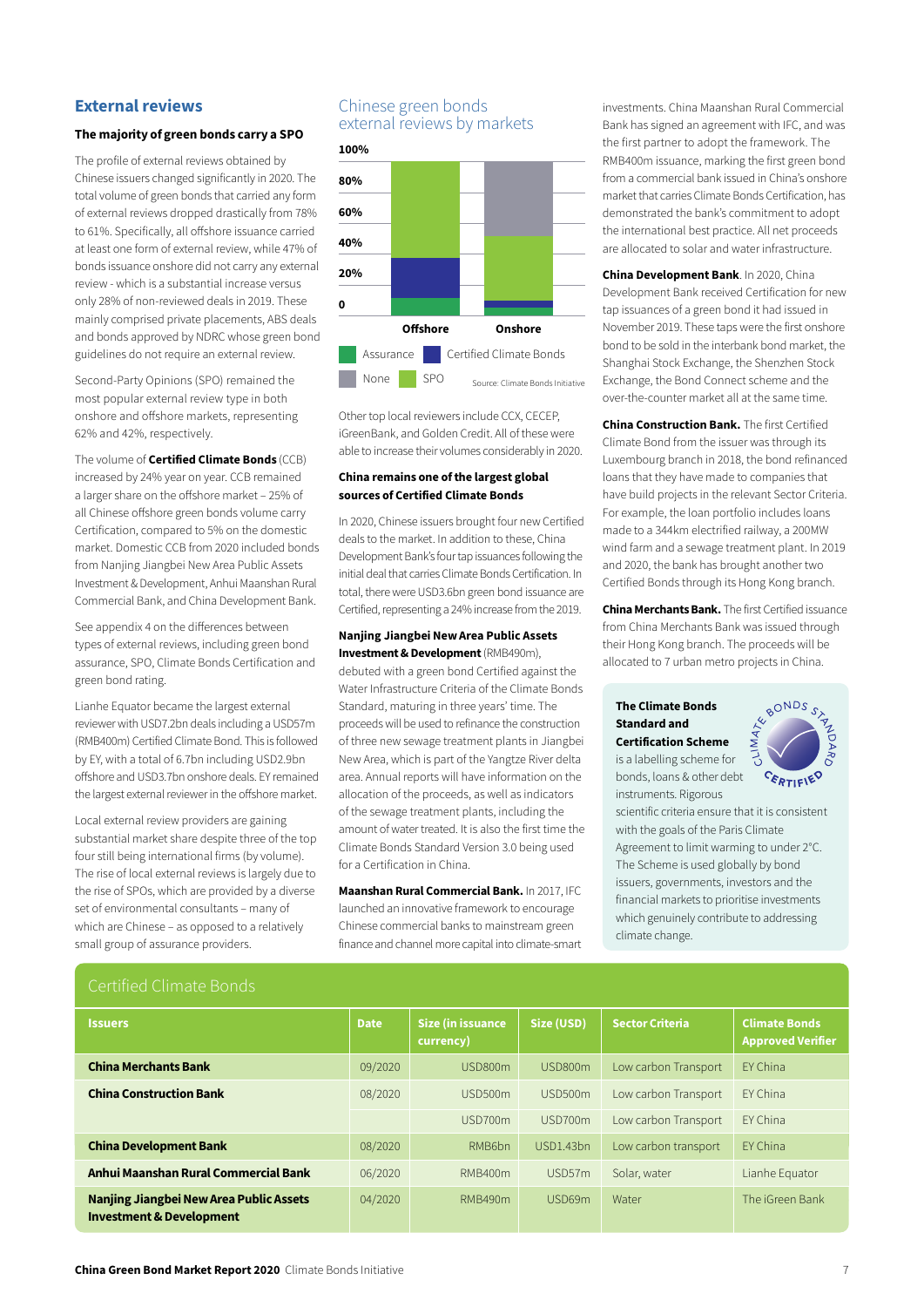## External reviews

### The majority of green bonds carry a SPO

The profile of external reviews obtained by Chinese issuers changed significantly in 2020. The total volume of green bonds that carried any form of external reviews dropped drastically from 78% to 61%. Specifically, all offshore issuance carried at least one form of external review, while 47% of bonds issuance onshore did not carry any external review - which is a substantial increase versus only 28% of non-reviewed deals in 2019. These mainly comprised private placements, ABS deals and bonds approved by NDRC whose green bond guidelines do not require an external review.

Second-Party Opinions (SPO) remained the most popular external review type in both onshore and offshore markets, representing 62% and 42%, respectively.

The volume of **Certified Climate Bonds** (CCB) increased by 24% year on year. CCB remained a larger share on the offshore market – 25% of all Chinese offshore green bonds volume carry Certification, compared to 5% on the domestic market. Domestic CCB from 2020 included bonds from Nanjing Jiangbei New Area Public Assets Investment & Development, Anhui Maanshan Rural Commercial Bank, and China Development Bank.

See appendix 4 on the differences between types of external reviews, including green bond assurance, SPO, Climate Bonds Certification and green bond rating.

Lianhe Equator became the largest external reviewer with USD7.2bn deals including a USD57m (RMB400m) Certified Climate Bond. This is followed by EY, with a total of 6.7bn including USD2.9bn offshore and USD3.7bn onshore deals. EY remained the largest external reviewer in the offshore market.

Local external review providers are gaining substantial market share despite three of the top four still being international firms (by volume). The rise of local external reviews is largely due to the rise of SPOs, which are provided by a diverse set of environmental consultants – many of which are Chinese – as opposed to a relatively small group of assurance providers.

### Chinese green bonds external reviews by markets

Legend: Assurance, Certified Climate Bonds, None, SPO (markets: Offshore, Onshore; axis 0–100%)

Source: Climate Bonds Initiative

Other top local reviewers include CCX, CECEP, iGreenBank, and Golden Credit. All of these were able to increase their volumes considerably in 2020.

### China remains one of the largest global sources of Certified Climate Bonds

In 2020, Chinese issuers brought four new Certified deals to the market. In addition to these, China Development Bank's four tap issuances following the initial deal that carries Climate Bonds Certification. In total, there were USD3.6bn green bond issuance are Certified, representing a 24% increase from the 2019.

**Nanjing Jiangbei New Area Public Assets Investment & Development** (RMB490m), debuted with a green bond Certified against the Water Infrastructure Criteria of the Climate Bonds Standard, maturing in three years' time. The proceeds will be used to refinance the construction of three new sewage treatment plants in Jiangbei New Area, which is part of the Yangtze River delta area. Annual reports will have information on the allocation of the proceeds, as well as indicators of the sewage treatment plants, including the amount of water treated. It is also the first time the Climate Bonds Standard Version 3.0 being used for a Certification in China.

**Maanshan Rural Commercial Bank.** In 2017, IFC launched an innovative framework to encourage Chinese commercial banks to mainstream green finance and channel more capital into climate-smart investments. China Maanshan Rural Commercial Bank has signed an agreement with IFC, and was the first partner to adopt the framework. The RMB400m issuance, marking the first green bond from a commercial bank issued in China's onshore market that carries Climate Bonds Certification, has demonstrated the bank's commitment to adopt the international best practice. All net proceeds are allocated to solar and water infrastructure.

**China Development Bank**. In 2020, China Development Bank received Certification for new tap issuances of a green bond it had issued in November 2019. These taps were the first onshore bond to be sold in the interbank bond market, the Shanghai Stock Exchange, the Shenzhen Stock Exchange, the Bond Connect scheme and the over-the-counter market all at the same time.

**China Construction Bank.** The first Certified Climate Bond from the issuer was through its Luxembourg branch in 2018, the bond refinanced loans that they have made to companies that have build projects in the relevant Sector Criteria. For example, the loan portfolio includes loans made to a 344km electrified railway, a 200MW wind farm and a sewage treatment plant. In 2019 and 2020, the bank has brought another two Certified Bonds through its Hong Kong branch.

**China Merchants Bank.** The first Certified issuance from China Merchants Bank was issued through their Hong Kong branch. The proceeds will be allocated to 7 urban metro projects in China.

**The Climate Bonds Standard and Certification Scheme** is a labelling scheme for bonds, loans & other debt instruments. Rigorous scientific criteria ensure that it is consistent with the goals of the Paris Climate Agreement to limit warming to under 2°C. The Scheme is used globally by bond issuers, governments, investors and the financial markets to prioritise investments which genuinely contribute to addressing climate change.

### Certified Climate Bonds

| Issuers | Date | Size (in issuance currency) | Size (USD) | Sector Criteria | Climate Bonds Approved Verifier |
|---|---|---|---|---|---|
| **China Merchants Bank** | 09/2020 | USD800m | USD800m | Low carbon Transport | EY China |
| **China Construction Bank** | 08/2020 | USD500m | USD500m | Low carbon Transport | EY China |
| | | USD700m | USD700m | Low carbon Transport | EY China |
| **China Development Bank** | 08/2020 | RMB6bn | USD1.43bn | Low carbon transport | EY China |
| **Anhui Maanshan Rural Commercial Bank** | 06/2020 | RMB400m | USD57m | Solar, water | Lianhe Equator |
| **Nanjing Jiangbei New Area Public Assets Investment & Development** | 04/2020 | RMB490m | USD69m | Water | The iGreen Bank |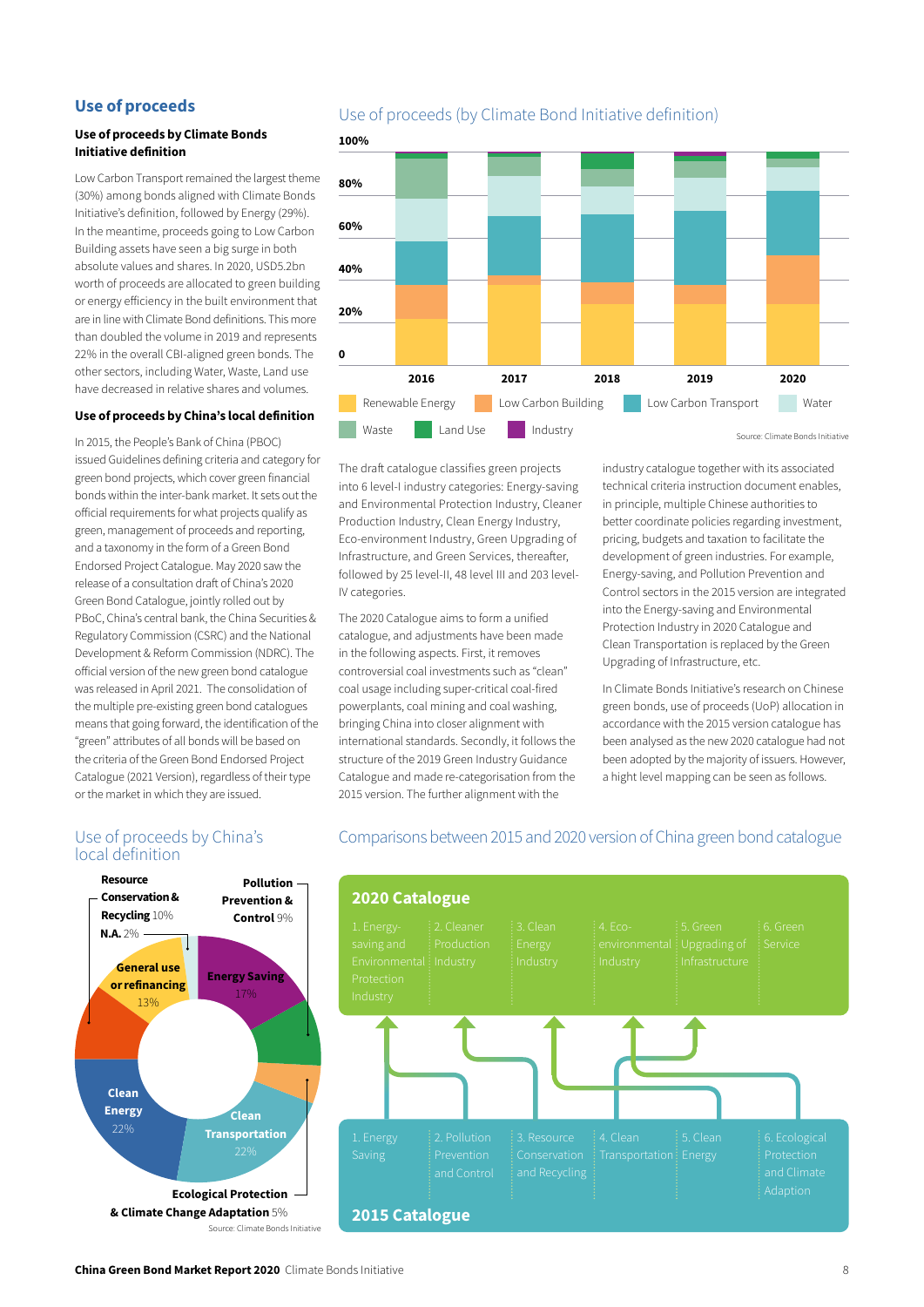## Use of proceeds

### Use of proceeds by Climate Bonds Initiative definition

Low Carbon Transport remained the largest theme (30%) among bonds aligned with Climate Bonds Initiative's definition, followed by Energy (29%). In the meantime, proceeds going to Low Carbon Building assets have seen a big surge in both absolute values and shares. In 2020, USD5.2bn worth of proceeds are allocated to green building or energy efficiency in the built environment that are in line with Climate Bond definitions. This more than doubled the volume in 2019 and represents 22% in the overall CBI-aligned green bonds. The other sectors, including Water, Waste, Land use have decreased in relative shares and volumes.

### Use of proceeds by China's local definition

In 2015, the People's Bank of China (PBOC) issued Guidelines defining criteria and category for green bond projects, which cover green financial bonds within the inter-bank market. It sets out the official requirements for what projects qualify as green, management of proceeds and reporting, and a taxonomy in the form of a Green Bond Endorsed Project Catalogue. May 2020 saw the release of a consultation draft of China's 2020 Green Bond Catalogue, jointly rolled out by PBoC, China's central bank, the China Securities & Regulatory Commission (CSRC) and the National Development & Reform Commission (NDRC). The official version of the new green bond catalogue was released in April 2021. The consolidation of the multiple pre-existing green bond catalogues means that going forward, the identification of the "green" attributes of all bonds will be based on the criteria of the Green Bond Endorsed Project Catalogue (2021 Version), regardless of their type or the market in which they are issued.

**Use of proceeds (by Climate Bond Initiative definition)**

Legend: Renewable Energy, Low Carbon Building, Low Carbon Transport, Water, Waste, Land Use, Industry (years 2016–2020, 0–100%)

Source: Climate Bonds Initiative

The draft catalogue classifies green projects into 6 level-I industry categories: Energy-saving and Environmental Protection Industry, Cleaner Production Industry, Clean Energy Industry, Eco-environment Industry, Green Upgrading of Infrastructure, and Green Services, thereafter, followed by 25 level-II, 48 level III and 203 level-IV categories.

The 2020 Catalogue aims to form a unified catalogue, and adjustments have been made in the following aspects. First, it removes controversial coal investments such as "clean" coal usage including super-critical coal-fired powerplants, coal mining and coal washing, bringing China into closer alignment with international standards. Secondly, it follows the structure of the 2019 Green Industry Guidance Catalogue and made re-categorisation from the 2015 version. The further alignment with the industry catalogue together with its associated technical criteria instruction document enables, in principle, multiple Chinese authorities to better coordinate policies regarding investment, pricing, budgets and taxation to facilitate the development of green industries. For example, Energy-saving, and Pollution Prevention and Control sectors in the 2015 version are integrated into the Energy-saving and Environmental Protection Industry in 2020 Catalogue and Clean Transportation is replaced by the Green Upgrading of Infrastructure, etc.

In Climate Bonds Initiative's research on Chinese green bonds, use of proceeds (UoP) allocation in accordance with the 2015 version catalogue has been analysed as the new 2020 catalogue had not been adopted by the majority of issuers. However, a hight level mapping can be seen as follows.

**Use of proceeds by China's local definition**

- Clean Energy 22%
- Clean Transportation 22%
- Energy Saving 17%
- General use or refinancing 13%
- Resource Conservation & Recycling 10%
- Pollution Prevention & Control 9%
- Ecological Protection & Climate Change Adaptation 5%
- N.A. 2%

Source: Climate Bonds Initiative

**Comparisons between 2015 and 2020 version of China green bond catalogue**

**2020 Catalogue**

1. Energy-saving and Environmental Protection Industry
2. Cleaner Production Industry
3. Clean Energy Industry
4. Eco-environmental Industry
5. Green Upgrading of Infrastructure
6. Green Service

**2015 Catalogue**

1. Energy Saving
2. Pollution Prevention and Control
3. Resource Conservation and Recycling
4. Clean Transportation
5. Clean Energy
6. Ecological Protection and Climate Adaption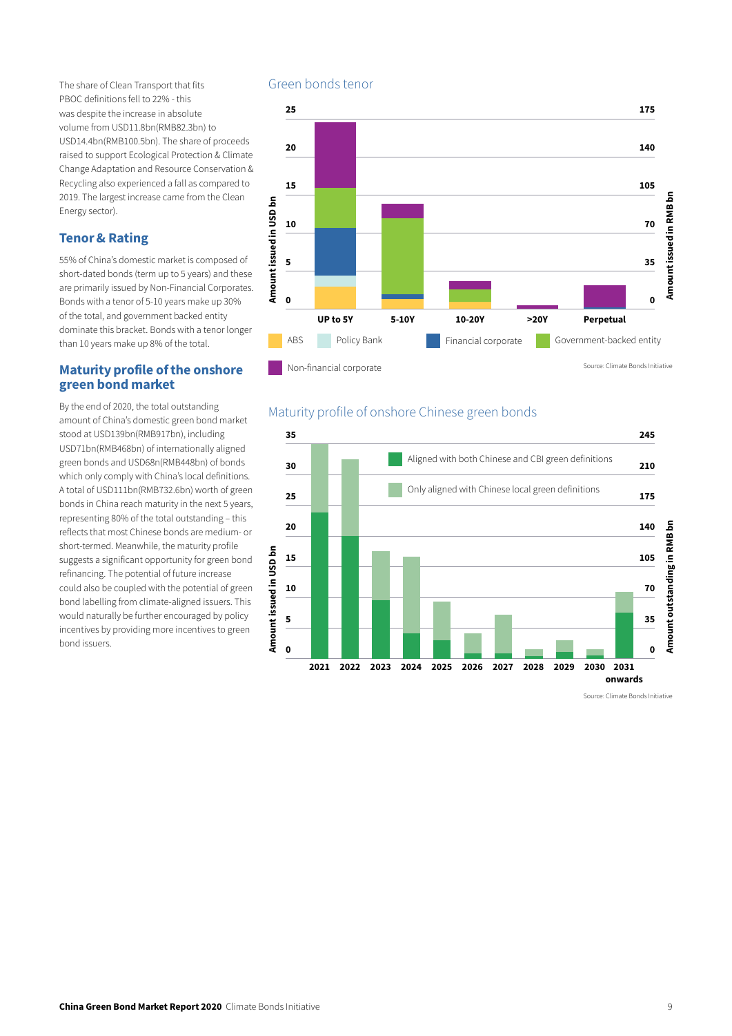The share of Clean Transport that fits PBOC definitions fell to 22% - this was despite the increase in absolute volume from USD11.8bn(RMB82.3bn) to USD14.4bn(RMB100.5bn). The share of proceeds raised to support Ecological Protection & Climate Change Adaptation and Resource Conservation & Recycling also experienced a fall as compared to 2019. The largest increase came from the Clean Energy sector).

## Tenor & Rating

55% of China's domestic market is composed of short-dated bonds (term up to 5 years) and these are primarily issued by Non-Financial Corporates. Bonds with a tenor of 5-10 years make up 30% of the total, and government backed entity dominate this bracket. Bonds with a tenor longer than 10 years make up 8% of the total.

## Maturity profile of the onshore green bond market

By the end of 2020, the total outstanding amount of China's domestic green bond market stood at USD139bn(RMB917bn), including USD71bn(RMB468bn) of internationally aligned green bonds and USD68n(RMB448bn) of bonds which only comply with China's local definitions. A total of USD111bn(RMB732.6bn) worth of green bonds in China reach maturity in the next 5 years, representing 80% of the total outstanding – this reflects that most Chinese bonds are medium- or short-termed. Meanwhile, the maturity profile suggests a significant opportunity for green bond refinancing. The potential of future increase could also be coupled with the potential of green bond labelling from climate-aligned issuers. This would naturally be further encouraged by policy incentives by providing more incentives to green bond issuers.

Green bonds tenor

Source: Climate Bonds Initiative

Maturity profile of onshore Chinese green bonds

Source: Climate Bonds Initiative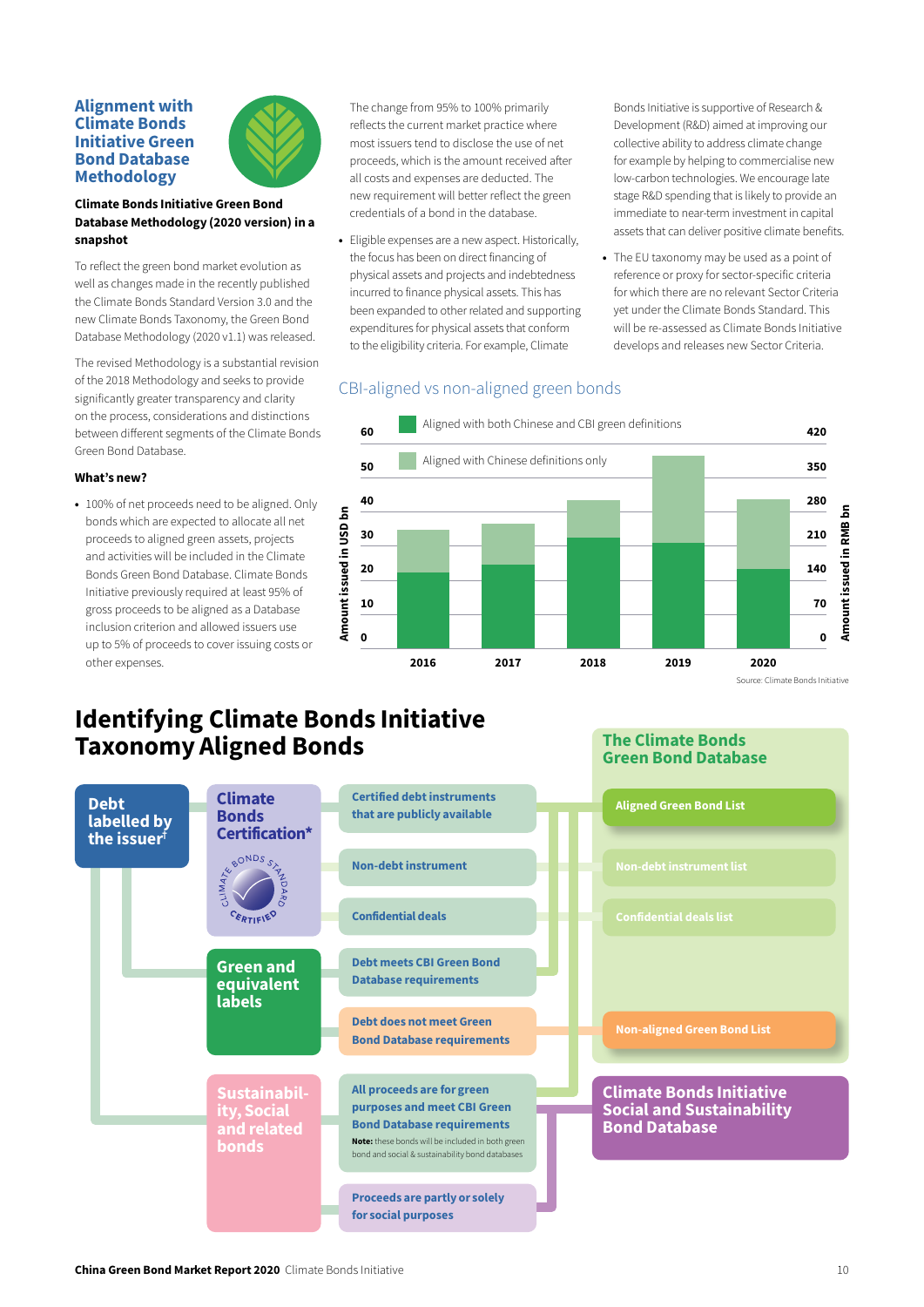## Alignment with Climate Bonds Initiative Green Bond Database Methodology

**Climate Bonds Initiative Green Bond Database Methodology (2020 version) in a snapshot**

To reflect the green bond market evolution as well as changes made in the recently published the Climate Bonds Standard Version 3.0 and the new Climate Bonds Taxonomy, the Green Bond Database Methodology (2020 v1.1) was released.

The revised Methodology is a substantial revision of the 2018 Methodology and seeks to provide significantly greater transparency and clarity on the process, considerations and distinctions between different segments of the Climate Bonds Green Bond Database.

**What's new?**

- 100% of net proceeds need to be aligned. Only bonds which are expected to allocate all net proceeds to aligned green assets, projects and activities will be included in the Climate Bonds Green Bond Database. Climate Bonds Initiative previously required at least 95% of gross proceeds to be aligned as a Database inclusion criterion and allowed issuers use up to 5% of proceeds to cover issuing costs or other expenses.

The change from 95% to 100% primarily reflects the current market practice where most issuers tend to disclose the use of net proceeds, which is the amount received after all costs and expenses are deducted. The new requirement will better reflect the green credentials of a bond in the database.

- Eligible expenses are a new aspect. Historically, the focus has been on direct financing of physical assets and projects and indebtedness incurred to finance physical assets. This has been expanded to other related and supporting expenditures for physical assets that conform to the eligibility criteria. For example, Climate Bonds Initiative is supportive of Research & Development (R&D) aimed at improving our collective ability to address climate change for example by helping to commercialise new low-carbon technologies. We encourage late stage R&D spending that is likely to provide an immediate to near-term investment in capital assets that can deliver positive climate benefits.

- The EU taxonomy may be used as a point of reference or proxy for sector-specific criteria for which there are no relevant Sector Criteria yet under the Climate Bonds Standard. This will be re-assessed as Climate Bonds Initiative develops and releases new Sector Criteria.

### CBI-aligned vs non-aligned green bonds

Legend: Aligned with both Chinese and CBI green definitions; Aligned with Chinese definitions only

Left axis: Amount issued in USD bn (0–60); Right axis: Amount issued in RMB bn (0–420)

| Year | Aligned with both Chinese and CBI green definitions (USD bn, approx.) | Aligned with Chinese definitions only (USD bn, approx.) |
|---|---|---|
| 2016 | ~22 | ~9 |
| 2017 | ~24 | ~9 |
| 2018 | ~32 | ~8 |
| 2019 | ~31 | ~17 |
| 2020 | ~23 | ~17 |

Source: Climate Bonds Initiative

## Identifying Climate Bonds Initiative Taxonomy Aligned Bonds

**Debt labelled by the issuer**[†]

- **Climate Bonds Certification***
  - Certified debt instruments that are publicly available → Aligned Green Bond List
  - Non-debt instrument → Non-debt instrument list
  - Confidential deals → Confidential deals list
- **Green and equivalent labels**
  - Debt meets CBI Green Bond Database requirements → Aligned Green Bond List
  - Debt does not meet Green Bond Database requirements → Non-aligned Green Bond List
- **Sustainability, Social and related bonds**
  - All proceeds are for green purposes and meet CBI Green Bond Database requirements → Aligned Green Bond List; Climate Bonds Initiative Social and Sustainability Bond Database
    - **Note:** these bonds will be included in both green bond and social & sustainability bond databases
  - Proceeds are partly or solely for social purposes → Climate Bonds Initiative Social and Sustainability Bond Database

**The Climate Bonds Green Bond Database**
- Aligned Green Bond List
- Non-debt instrument list
- Confidential deals list
- Non-aligned Green Bond List

**Climate Bonds Initiative Social and Sustainability Bond Database**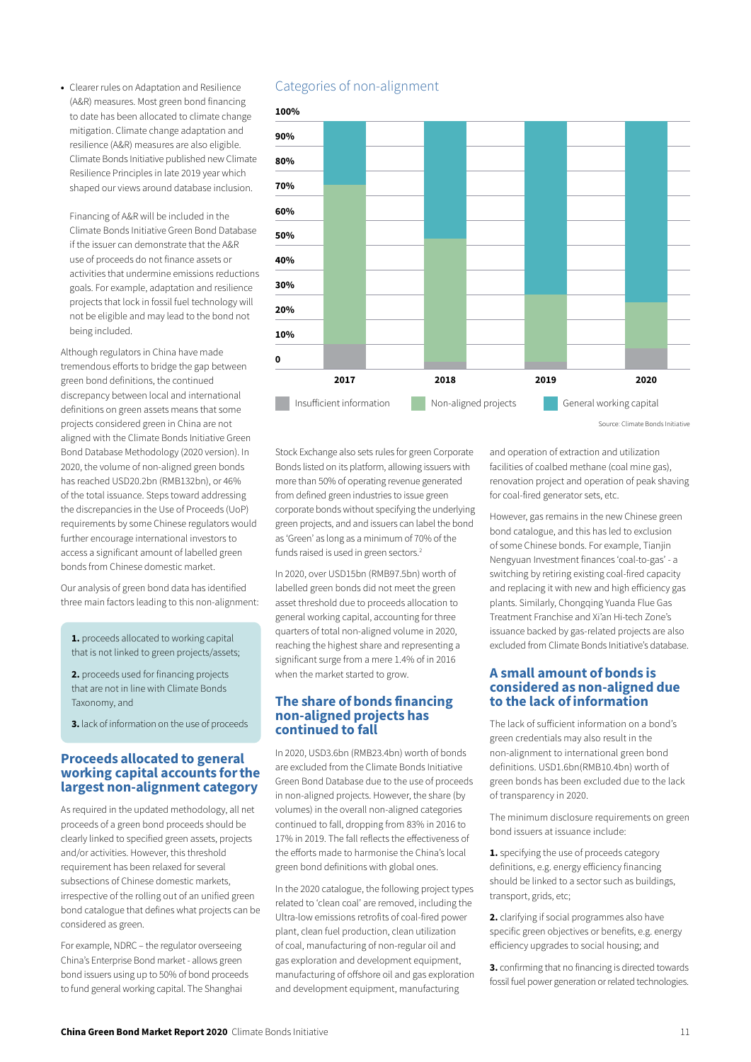- Clearer rules on Adaptation and Resilience (A&R) measures. Most green bond financing to date has been allocated to climate change mitigation. Climate change adaptation and resilience (A&R) measures are also eligible. Climate Bonds Initiative published new Climate Resilience Principles in late 2019 year which shaped our views around database inclusion.

  Financing of A&R will be included in the Climate Bonds Initiative Green Bond Database if the issuer can demonstrate that the A&R use of proceeds do not finance assets or activities that undermine emissions reductions goals. For example, adaptation and resilience projects that lock in fossil fuel technology will not be eligible and may lead to the bond not being included.

Although regulators in China have made tremendous efforts to bridge the gap between green bond definitions, the continued discrepancy between local and international definitions on green assets means that some projects considered green in China are not aligned with the Climate Bonds Initiative Green Bond Database Methodology (2020 version). In 2020, the volume of non-aligned green bonds has reached USD20.2bn (RMB132bn), or 46% of the total issuance. Steps toward addressing the discrepancies in the Use of Proceeds (UoP) requirements by some Chinese regulators would further encourage international investors to access a significant amount of labelled green bonds from Chinese domestic market.

Our analysis of green bond data has identified three main factors leading to this non-alignment:

> **1.** proceeds allocated to working capital that is not linked to green projects/assets;
>
> **2.** proceeds used for financing projects that are not in line with Climate Bonds Taxonomy, and
>
> **3.** lack of information on the use of proceeds

## Proceeds allocated to general working capital accounts for the largest non-alignment category

As required in the updated methodology, all net proceeds of a green bond proceeds should be clearly linked to specified green assets, projects and/or activities. However, this threshold requirement has been relaxed for several subsections of Chinese domestic markets, irrespective of the rolling out of an unified green bond catalogue that defines what projects can be considered as green.

For example, NDRC – the regulator overseeing China's Enterprise Bond market - allows green bond issuers using up to 50% of bond proceeds to fund general working capital. The Shanghai Stock Exchange also sets rules for green Corporate Bonds listed on its platform, allowing issuers with more than 50% of operating revenue generated from defined green industries to issue green corporate bonds without specifying the underlying green projects, and and issuers can label the bond as 'Green' as long as a minimum of 70% of the funds raised is used in green sectors.[2]

In 2020, over USD15bn (RMB97.5bn) worth of labelled green bonds did not meet the green asset threshold due to proceeds allocation to general working capital, accounting for three quarters of total non-aligned volume in 2020, reaching the highest share and representing a significant surge from a mere 1.4% of in 2016 when the market started to grow.

### Categories of non-alignment

| Year | Insufficient information | Non-aligned projects | General working capital |
|---|---|---|---|
| 2017 | ~10% | ~64% | ~26% |
| 2018 | ~3% | ~50% | ~47% |
| 2019 | ~3% | ~27% | ~70% |
| 2020 | ~8% | ~19% | ~73% |

Source: Climate Bonds Initiative

## The share of bonds financing non-aligned projects has continued to fall

In 2020, USD3.6bn (RMB23.4bn) worth of bonds are excluded from the Climate Bonds Initiative Green Bond Database due to the use of proceeds in non-aligned projects. However, the share (by volumes) in the overall non-aligned categories continued to fall, dropping from 83% in 2016 to 17% in 2019. The fall reflects the effectiveness of the efforts made to harmonise the China's local green bond definitions with global ones.

In the 2020 catalogue, the following project types related to 'clean coal' are removed, including the Ultra-low emissions retrofits of coal-fired power plant, clean fuel production, clean utilization of coal, manufacturing of non-regular oil and gas exploration and development equipment, manufacturing of offshore oil and gas exploration and development equipment, manufacturing and operation of extraction and utilization facilities of coalbed methane (coal mine gas), renovation project and operation of peak shaving for coal-fired generator sets, etc.

However, gas remains in the new Chinese green bond catalogue, and this has led to exclusion of some Chinese bonds. For example, Tianjin Nengyuan Investment finances 'coal-to-gas' - a switching by retiring existing coal-fired capacity and replacing it with new and high efficiency gas plants. Similarly, Chongqing Yuanda Flue Gas Treatment Franchise and Xi'an Hi-tech Zone's issuance backed by gas-related projects are also excluded from Climate Bonds Initiative's database.

## A small amount of bonds is considered as non-aligned due to the lack of information

The lack of sufficient information on a bond's green credentials may also result in the non-alignment to international green bond definitions. USD1.6bn(RMB10.4bn) worth of green bonds has been excluded due to the lack of transparency in 2020.

The minimum disclosure requirements on green bond issuers at issuance include:

**1.** specifying the use of proceeds category definitions, e.g. energy efficiency financing should be linked to a sector such as buildings, transport, grids, etc;

**2.** clarifying if social programmes also have specific green objectives or benefits, e.g. energy efficiency upgrades to social housing; and

**3.** confirming that no financing is directed towards fossil fuel power generation or related technologies.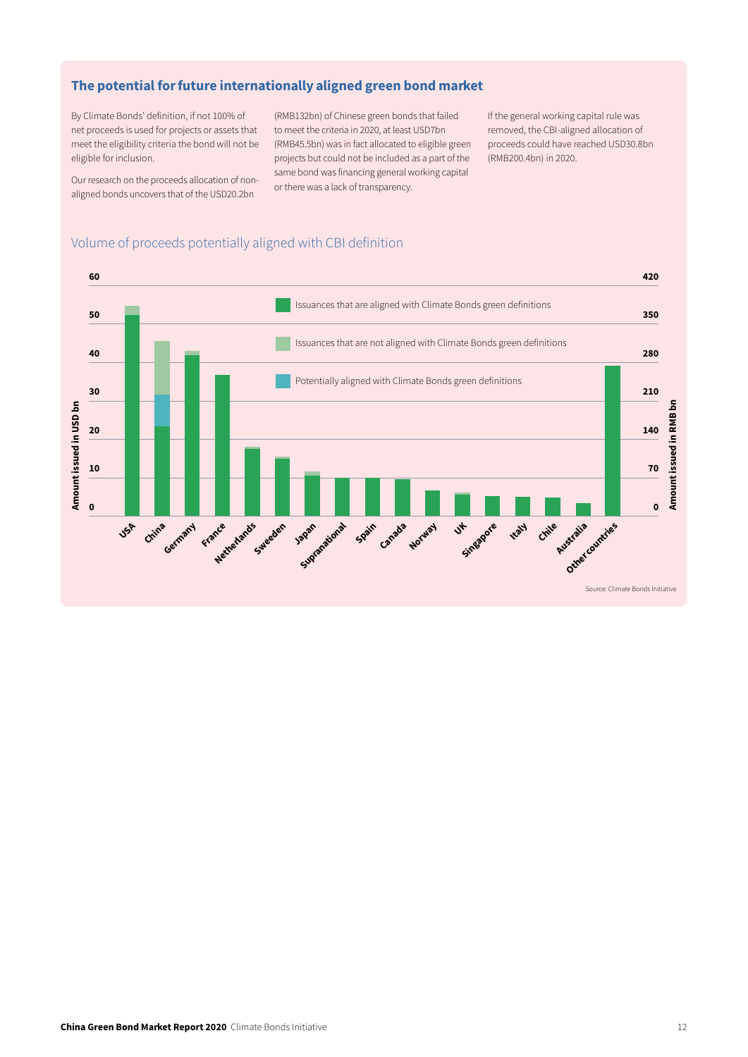## The potential for future internationally aligned green bond market

By Climate Bonds' definition, if not 100% of net proceeds is used for projects or assets that meet the eligibility criteria the bond will not be eligible for inclusion.

Our research on the proceeds allocation of non-aligned bonds uncovers that of the USD20.2bn (RMB132bn) of Chinese green bonds that failed to meet the criteria in 2020, at least USD7bn (RMB45.5bn) was in fact allocated to eligible green projects but could not be included as a part of the same bond was financing general working capital or there was a lack of transparency.

If the general working capital rule was removed, the CBI-aligned allocation of proceeds could have reached USD30.8bn (RMB200.4bn) in 2020.

### Volume of proceeds potentially aligned with CBI definition

Legend:
- Issuances that are aligned with Climate Bonds green definitions
- Issuances that are not aligned with Climate Bonds green definitions
- Potentially aligned with Climate Bonds green definitions

Left axis: Amount issued in USD bn (0, 10, 20, 30, 40, 50, 60)
Right axis: Amount issued in RMB bn (0, 70, 140, 210, 280, 350, 420)

Countries: USA, China, Germany, France, Netherlands, Sweeden, Japan, Supranational, Spain, Canada, Norway, UK, Singapore, Italy, Chile, Australia, Other countries

Source: Climate Bonds Initiative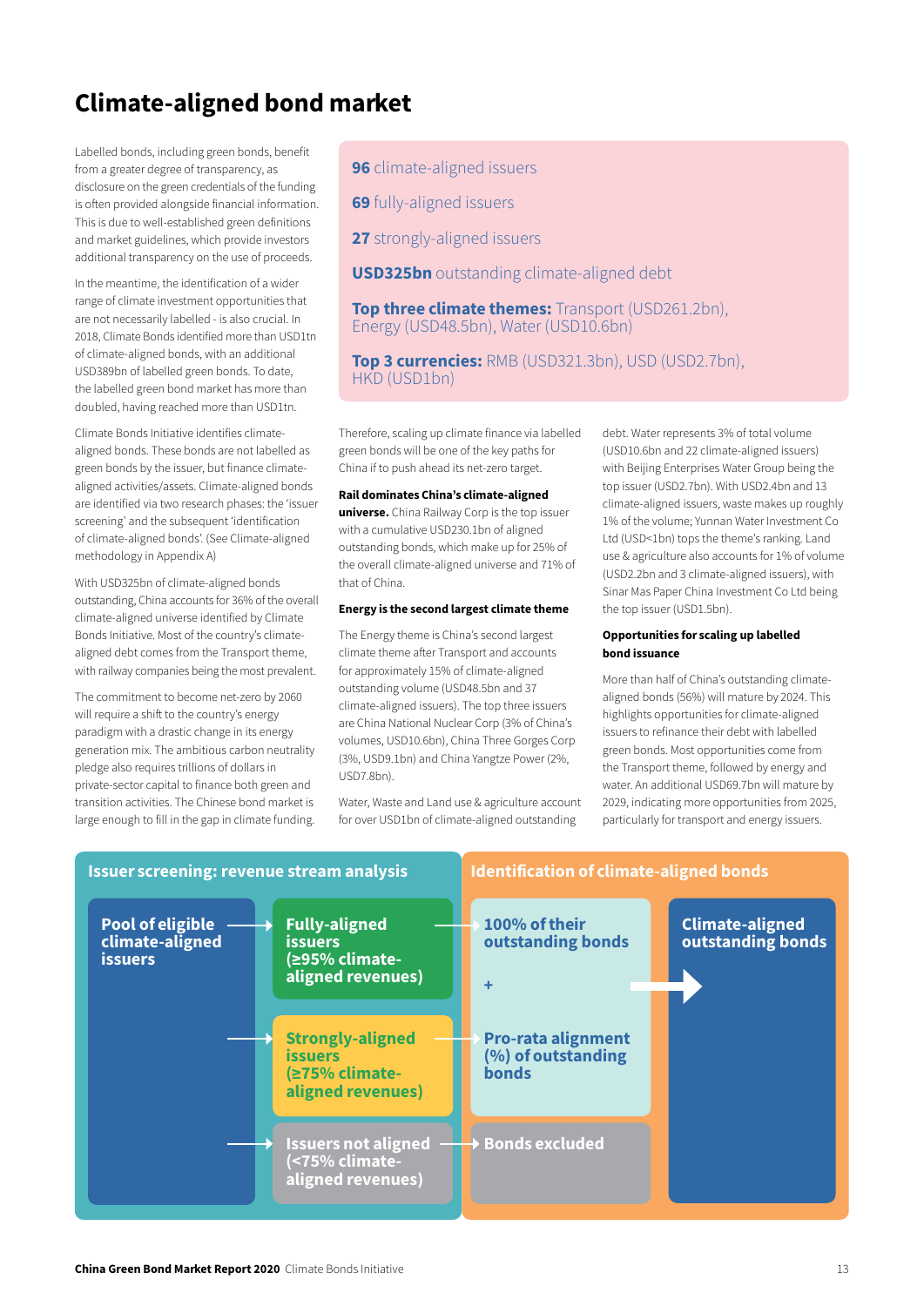# Climate-aligned bond market

Labelled bonds, including green bonds, benefit from a greater degree of transparency, as disclosure on the green credentials of the funding is often provided alongside financial information. This is due to well-established green definitions and market guidelines, which provide investors additional transparency on the use of proceeds.

In the meantime, the identification of a wider range of climate investment opportunities that are not necessarily labelled - is also crucial. In 2018, Climate Bonds identified more than USD1tn of climate-aligned bonds, with an additional USD389bn of labelled green bonds. To date, the labelled green bond market has more than doubled, having reached more than USD1tn.

Climate Bonds Initiative identifies climate-aligned bonds. These bonds are not labelled as green bonds by the issuer, but finance climate-aligned activities/assets. Climate-aligned bonds are identified via two research phases: the 'issuer screening' and the subsequent 'identification of climate-aligned bonds'. (See Climate-aligned methodology in Appendix A)

With USD325bn of climate-aligned bonds outstanding, China accounts for 36% of the overall climate-aligned universe identified by Climate Bonds Initiative. Most of the country's climate-aligned debt comes from the Transport theme, with railway companies being the most prevalent.

The commitment to become net-zero by 2060 will require a shift to the country's energy paradigm with a drastic change in its energy generation mix. The ambitious carbon neutrality pledge also requires trillions of dollars in private-sector capital to finance both green and transition activities. The Chinese bond market is large enough to fill in the gap in climate funding.

**96** climate-aligned issuers

**69** fully-aligned issuers

**27** strongly-aligned issuers

**USD325bn** outstanding climate-aligned debt

**Top three climate themes:** Transport (USD261.2bn), Energy (USD48.5bn), Water (USD10.6bn)

**Top 3 currencies:** RMB (USD321.3bn), USD (USD2.7bn), HKD (USD1bn)

Therefore, scaling up climate finance via labelled green bonds will be one of the key paths for China if to push ahead its net-zero target.

**Rail dominates China's climate-aligned universe.** China Railway Corp is the top issuer with a cumulative USD230.1bn of aligned outstanding bonds, which make up for 25% of the overall climate-aligned universe and 71% of that of China.

**Energy is the second largest climate theme**

The Energy theme is China's second largest climate theme after Transport and accounts for approximately 15% of climate-aligned outstanding volume (USD48.5bn and 37 climate-aligned issuers). The top three issuers are China National Nuclear Corp (3% of China's volumes, USD10.6bn), China Three Gorges Corp (3%, USD9.1bn) and China Yangtze Power (2%, USD7.8bn).

Water, Waste and Land use & agriculture account for over USD1bn of climate-aligned outstanding debt. Water represents 3% of total volume (USD10.6bn and 22 climate-aligned issuers) with Beijing Enterprises Water Group being the top issuer (USD2.7bn). With USD2.4bn and 13 climate-aligned issuers, waste makes up roughly 1% of the volume; Yunnan Water Investment Co Ltd (USD<1bn) tops the theme's ranking. Land use & agriculture also accounts for 1% of volume (USD2.2bn and 3 climate-aligned issuers), with Sinar Mas Paper China Investment Co Ltd being the top issuer (USD1.5bn).

**Opportunities for scaling up labelled bond issuance**

More than half of China's outstanding climate-aligned bonds (56%) will mature by 2024. This highlights opportunities for climate-aligned issuers to refinance their debt with labelled green bonds. Most opportunities come from the Transport theme, followed by energy and water. An additional USD69.7bn will mature by 2029, indicating more opportunities from 2025, particularly for transport and energy issuers.

**Issuer screening: revenue stream analysis**

- Pool of eligible climate-aligned issuers
  - → Fully-aligned issuers (≥95% climate-aligned revenues) → 100% of their outstanding bonds
  - → Strongly-aligned issuers (≥75% climate-aligned revenues) → Pro-rata alignment (%) of outstanding bonds
  - → Issuers not aligned (<75% climate-aligned revenues) → Bonds excluded

**Identification of climate-aligned bonds**

100% of their outstanding bonds + Pro-rata alignment (%) of outstanding bonds → Climate-aligned outstanding bonds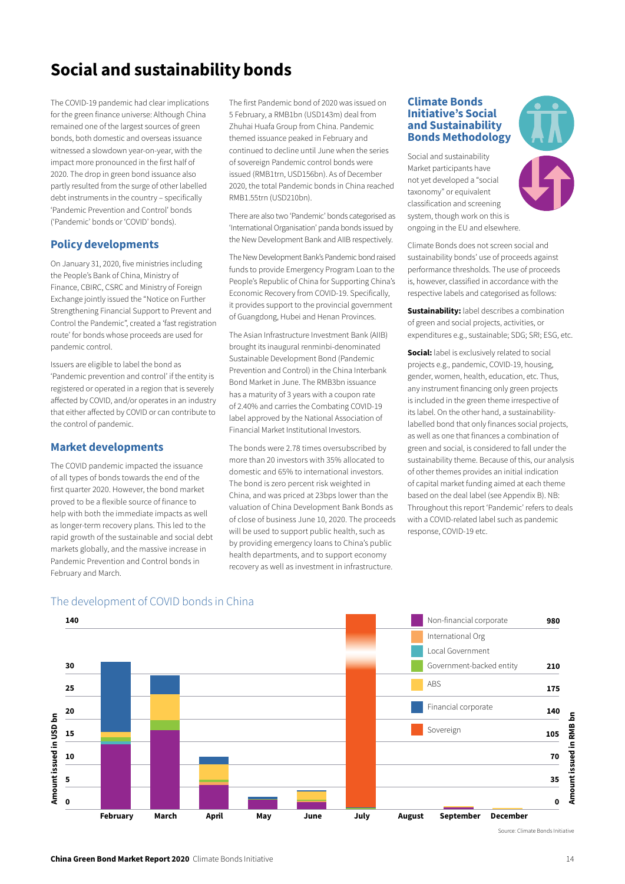# Social and sustainability bonds

The COVID-19 pandemic had clear implications for the green finance universe: Although China remained one of the largest sources of green bonds, both domestic and overseas issuance witnessed a slowdown year-on-year, with the impact more pronounced in the first half of 2020. The drop in green bond issuance also partly resulted from the surge of other labelled debt instruments in the country – specifically 'Pandemic Prevention and Control' bonds ('Pandemic' bonds or 'COVID' bonds).

## Policy developments

On January 31, 2020, five ministries including the People's Bank of China, Ministry of Finance, CBIRC, CSRC and Ministry of Foreign Exchange jointly issued the "Notice on Further Strengthening Financial Support to Prevent and Control the Pandemic", created a 'fast registration route' for bonds whose proceeds are used for pandemic control.

Issuers are eligible to label the bond as 'Pandemic prevention and control' if the entity is registered or operated in a region that is severely affected by COVID, and/or operates in an industry that either affected by COVID or can contribute to the control of pandemic.

## Market developments

The COVID pandemic impacted the issuance of all types of bonds towards the end of the first quarter 2020. However, the bond market proved to be a flexible source of finance to help with both the immediate impacts as well as longer-term recovery plans. This led to the rapid growth of the sustainable and social debt markets globally, and the massive increase in Pandemic Prevention and Control bonds in February and March.

The first Pandemic bond of 2020 was issued on 5 February, a RMB1bn (USD143m) deal from Zhuhai Huafa Group from China. Pandemic themed issuance peaked in February and continued to decline until June when the series of sovereign Pandemic control bonds were issued (RMB1trn, USD156bn). As of December 2020, the total Pandemic bonds in China reached RMB1.55trn (USD210bn).

There are also two 'Pandemic' bonds categorised as 'International Organisation' panda bonds issued by the New Development Bank and AIIB respectively.

The New Development Bank's Pandemic bond raised funds to provide Emergency Program Loan to the People's Republic of China for Supporting China's Economic Recovery from COVID-19. Specifically, it provides support to the provincial government of Guangdong, Hubei and Henan Provinces.

The Asian Infrastructure Investment Bank (AIIB) brought its inaugural renminbi-denominated Sustainable Development Bond (Pandemic Prevention and Control) in the China Interbank Bond Market in June. The RMB3bn issuance has a maturity of 3 years with a coupon rate of 2.40% and carries the Combating COVID-19 label approved by the National Association of Financial Market Institutional Investors.

The bonds were 2.78 times oversubscribed by more than 20 investors with 35% allocated to domestic and 65% to international investors. The bond is zero percent risk weighted in China, and was priced at 23bps lower than the valuation of China Development Bank Bonds as of close of business June 10, 2020. The proceeds will be used to support public health, such as by providing emergency loans to China's public health departments, and to support economy recovery as well as investment in infrastructure.

### Climate Bonds Initiative's Social and Sustainability Bonds Methodology

Social and sustainability Market participants have not yet developed a "social taxonomy" or equivalent classification and screening system, though work on this is ongoing in the EU and elsewhere.

Climate Bonds does not screen social and sustainability bonds' use of proceeds against performance thresholds. The use of proceeds is, however, classified in accordance with the respective labels and categorised as follows:

**Sustainability:** label describes a combination of green and social projects, activities, or expenditures e.g., sustainable; SDG; SRI; ESG, etc.

**Social:** label is exclusively related to social projects e.g., pandemic, COVID-19, housing, gender, women, health, education, etc. Thus, any instrument financing only green projects is included in the green theme irrespective of its label. On the other hand, a sustainability-labelled bond that only finances social projects, as well as one that finances a combination of green and social, is considered to fall under the sustainability theme. Because of this, our analysis of other themes provides an initial indication of capital market funding aimed at each theme based on the deal label (see Appendix B). NB: Throughout this report 'Pandemic' refers to deals with a COVID-related label such as pandemic response, COVID-19 etc.

## The development of COVID bonds in China

Source: Climate Bonds Initiative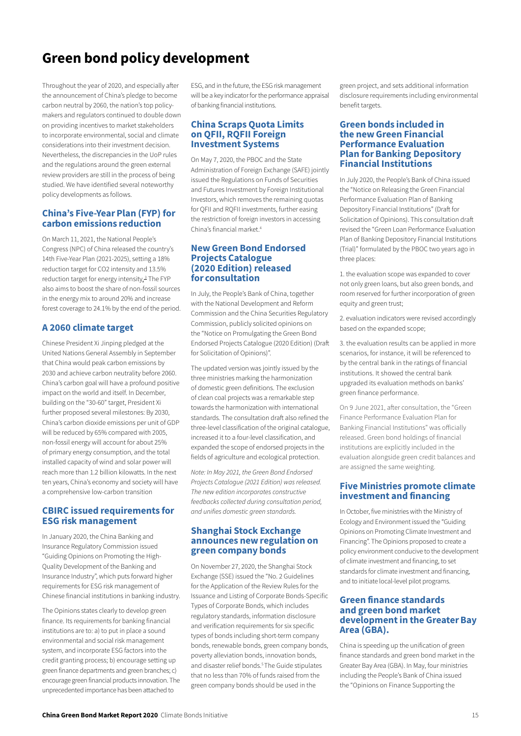# Green bond policy development

Throughout the year of 2020, and especially after the announcement of China's pledge to become carbon neutral by 2060, the nation's top policy-makers and regulators continued to double down on providing incentives to market stakeholders to incorporate environmental, social and climate considerations into their investment decision. Nevertheless, the discrepancies in the UoP rules and the regulations around the green external review providers are still in the process of being studied. We have identified several noteworthy policy developments as follows.

## China's Five-Year Plan (FYP) for carbon emissions reduction

On March 11, 2021, the National People's Congress (NPC) of China released the country's 14th Five-Year Plan (2021-2025), setting a 18% reduction target for CO2 intensity and 13.5% reduction target for energy intensity.[3] The FYP also aims to boost the share of non-fossil sources in the energy mix to around 20% and increase forest coverage to 24.1% by the end of the period.

## A 2060 climate target

Chinese President Xi Jinping pledged at the United Nations General Assembly in September that China would peak carbon emissions by 2030 and achieve carbon neutrality before 2060. China's carbon goal will have a profound positive impact on the world and itself. In December, building on the "30-60" target, President Xi further proposed several milestones: By 2030, China's carbon dioxide emissions per unit of GDP will be reduced by 65% compared with 2005, non-fossil energy will account for about 25% of primary energy consumption, and the total installed capacity of wind and solar power will reach more than 1.2 billion kilowatts. In the next ten years, China's economy and society will have a comprehensive low-carbon transition

## CBIRC issued requirements for ESG risk management

In January 2020, the China Banking and Insurance Regulatory Commission issued "Guiding Opinions on Promoting the High-Quality Development of the Banking and Insurance Industry", which puts forward higher requirements for ESG risk management of Chinese financial institutions in banking industry.

The Opinions states clearly to develop green finance. Its requirements for banking financial institutions are to: a) to put in place a sound environmental and social risk management system, and incorporate ESG factors into the credit granting process; b) encourage setting up green finance departments and green branches; c) encourage green financial products innovation. The unprecedented importance has been attached to ESG, and in the future, the ESG risk management will be a key indicator for the performance appraisal of banking financial institutions.

## China Scraps Quota Limits on QFII, RQFII Foreign Investment Systems

On May 7, 2020, the PBOC and the State Administration of Foreign Exchange (SAFE) jointly issued the Regulations on Funds of Securities and Futures Investment by Foreign Institutional Investors, which removes the remaining quotas for QFII and RQFII investments, further easing the restriction of foreign investors in accessing China's financial market.[4]

## New Green Bond Endorsed Projects Catalogue (2020 Edition) released for consultation

In July, the People's Bank of China, together with the National Development and Reform Commission and the China Securities Regulatory Commission, publicly solicited opinions on the "Notice on Promulgating the Green Bond Endorsed Projects Catalogue (2020 Edition) (Draft for Solicitation of Opinions)".

The updated version was jointly issued by the three ministries marking the harmonization of domestic green definitions. The exclusion of clean coal projects was a remarkable step towards the harmonization with international standards. The consultation draft also refined the three-level classification of the original catalogue, increased it to a four-level classification, and expanded the scope of endorsed projects in the fields of agriculture and ecological protection.

*Note: In May 2021, the Green Bond Endorsed Projects Catalogue (2021 Edition) was released. The new edition incorporates constructive feedbacks collected during consultation period, and unifies domestic green standards.*

## Shanghai Stock Exchange announces new regulation on green company bonds

On November 27, 2020, the Shanghai Stock Exchange (SSE) issued the "No. 2 Guidelines for the Application of the Review Rules for the Issuance and Listing of Corporate Bonds-Specific Types of Corporate Bonds, which includes regulatory standards, information disclosure and verification requirements for six specific types of bonds including short-term company bonds, renewable bonds, green company bonds, poverty alleviation bonds, innovation bonds, and disaster relief bonds.[5] The Guide stipulates that no less than 70% of funds raised from the green company bonds should be used in the green project, and sets additional information disclosure requirements including environmental benefit targets.

## Green bonds included in the new Green Financial Performance Evaluation Plan for Banking Depository Financial Institutions

In July 2020, the People's Bank of China issued the "Notice on Releasing the Green Financial Performance Evaluation Plan of Banking Depository Financial Institutions" (Draft for Solicitation of Opinions). This consultation draft revised the "Green Loan Performance Evaluation Plan of Banking Depository Financial Institutions (Trial)" formulated by the PBOC two years ago in three places:

1. the evaluation scope was expanded to cover not only green loans, but also green bonds, and room reserved for further incorporation of green equity and green trust;

2. evaluation indicators were revised accordingly based on the expanded scope;

3. the evaluation results can be applied in more scenarios, for instance, it will be referenced to by the central bank in the ratings of financial institutions. It showed the central bank upgraded its evaluation methods on banks' green finance performance.

On 9 June 2021, after consultation, the "Green Finance Performance Evaluation Plan for Banking Financial Institutions" was officially released. Green bond holdings of financial institutions are explicitly included in the evaluation alongside green credit balances and are assigned the same weighting.

## Five Ministries promote climate investment and financing

In October, five ministries with the Ministry of Ecology and Environment issued the "Guiding Opinions on Promoting Climate Investment and Financing". The Opinions proposed to create a policy environment conducive to the development of climate investment and financing, to set standards for climate investment and financing, and to initiate local-level pilot programs.

## Green finance standards and green bond market development in the Greater Bay Area (GBA).

China is speeding up the unification of green finance standards and green bond market in the Greater Bay Area (GBA). In May, four ministries including the People's Bank of China issued the "Opinions on Finance Supporting the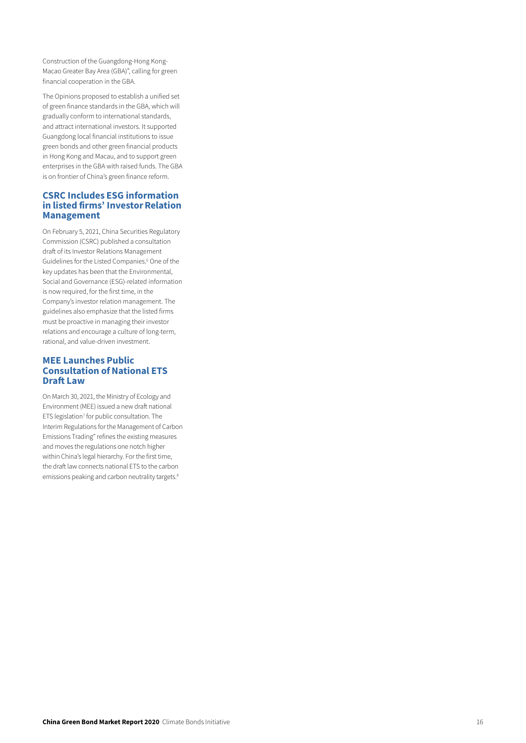Construction of the Guangdong-Hong Kong-Macao Greater Bay Area (GBA)", calling for green financial cooperation in the GBA.

The Opinions proposed to establish a unified set of green finance standards in the GBA, which will gradually conform to international standards, and attract international investors. It supported Guangdong local financial institutions to issue green bonds and other green financial products in Hong Kong and Macau, and to support green enterprises in the GBA with raised funds. The GBA is on frontier of China's green finance reform.

## CSRC Includes ESG information in listed firms' Investor Relation Management

On February 5, 2021, China Securities Regulatory Commission (CSRC) published a consultation draft of its Investor Relations Management Guidelines for the Listed Companies.[6] One of the key updates has been that the Environmental, Social and Governance (ESG)-related information is now required, for the first time, in the Company's investor relation management. The guidelines also emphasize that the listed firms must be proactive in managing their investor relations and encourage a culture of long-term, rational, and value-driven investment.

## MEE Launches Public Consultation of National ETS Draft Law

On March 30, 2021, the Ministry of Ecology and Environment (MEE) issued a new draft national ETS legislation[7] for public consultation. The Interim Regulations for the Management of Carbon Emissions Trading" refines the existing measures and moves the regulations one notch higher within China's legal hierarchy. For the first time, the draft law connects national ETS to the carbon emissions peaking and carbon neutrality targets.[8]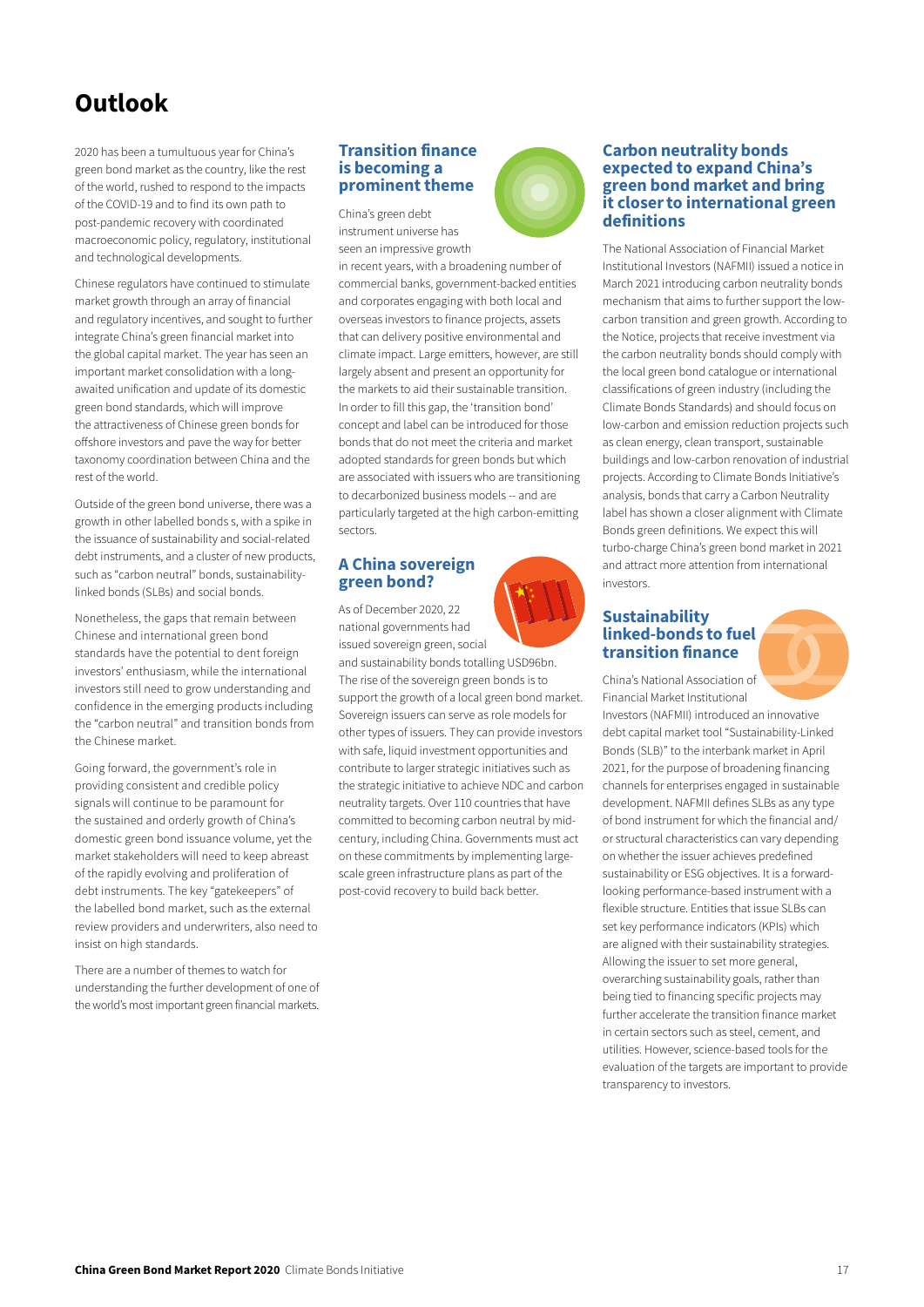# Outlook

2020 has been a tumultuous year for China's green bond market as the country, like the rest of the world, rushed to respond to the impacts of the COVID-19 and to find its own path to post-pandemic recovery with coordinated macroeconomic policy, regulatory, institutional and technological developments.

Chinese regulators have continued to stimulate market growth through an array of financial and regulatory incentives, and sought to further integrate China's green financial market into the global capital market. The year has seen an important market consolidation with a long-awaited unification and update of its domestic green bond standards, which will improve the attractiveness of Chinese green bonds for offshore investors and pave the way for better taxonomy coordination between China and the rest of the world.

Outside of the green bond universe, there was a growth in other labelled bonds s, with a spike in the issuance of sustainability and social-related debt instruments, and a cluster of new products, such as "carbon neutral" bonds, sustainability-linked bonds (SLBs) and social bonds.

Nonetheless, the gaps that remain between Chinese and international green bond standards have the potential to dent foreign investors' enthusiasm, while the international investors still need to grow understanding and confidence in the emerging products including the "carbon neutral" and transition bonds from the Chinese market.

Going forward, the government's role in providing consistent and credible policy signals will continue to be paramount for the sustained and orderly growth of China's domestic green bond issuance volume, yet the market stakeholders will need to keep abreast of the rapidly evolving and proliferation of debt instruments. The key "gatekeepers" of the labelled bond market, such as the external review providers and underwriters, also need to insist on high standards.

There are a number of themes to watch for understanding the further development of one of the world's most important green financial markets.

## Transition finance is becoming a prominent theme

China's green debt instrument universe has seen an impressive growth in recent years, with a broadening number of commercial banks, government-backed entities and corporates engaging with both local and overseas investors to finance projects, assets that can delivery positive environmental and climate impact. Large emitters, however, are still largely absent and present an opportunity for the markets to aid their sustainable transition. In order to fill this gap, the 'transition bond' concept and label can be introduced for those bonds that do not meet the criteria and market adopted standards for green bonds but which are associated with issuers who are transitioning to decarbonized business models -- and are particularly targeted at the high carbon-emitting sectors.

## A China sovereign green bond?

As of December 2020, 22 national governments had issued sovereign green, social and sustainability bonds totalling USD96bn. The rise of the sovereign green bonds is to support the growth of a local green bond market. Sovereign issuers can serve as role models for other types of issuers. They can provide investors with safe, liquid investment opportunities and contribute to larger strategic initiatives such as the strategic initiative to achieve NDC and carbon neutrality targets. Over 110 countries that have committed to becoming carbon neutral by mid-century, including China. Governments must act on these commitments by implementing large-scale green infrastructure plans as part of the post-covid recovery to build back better.

## Carbon neutrality bonds expected to expand China's green bond market and bring it closer to international green definitions

The National Association of Financial Market Institutional Investors (NAFMII) issued a notice in March 2021 introducing carbon neutrality bonds mechanism that aims to further support the low-carbon transition and green growth. According to the Notice, projects that receive investment via the carbon neutrality bonds should comply with the local green bond catalogue or international classifications of green industry (including the Climate Bonds Standards) and should focus on low-carbon and emission reduction projects such as clean energy, clean transport, sustainable buildings and low-carbon renovation of industrial projects. According to Climate Bonds Initiative's analysis, bonds that carry a Carbon Neutrality label has shown a closer alignment with Climate Bonds green definitions. We expect this will turbo-charge China's green bond market in 2021 and attract more attention from international investors.

## Sustainability linked-bonds to fuel transition finance

China's National Association of Financial Market Institutional Investors (NAFMII) introduced an innovative debt capital market tool "Sustainability-Linked Bonds (SLB)" to the interbank market in April 2021, for the purpose of broadening financing channels for enterprises engaged in sustainable development. NAFMII defines SLBs as any type of bond instrument for which the financial and/or structural characteristics can vary depending on whether the issuer achieves predefined sustainability or ESG objectives. It is a forward-looking performance-based instrument with a flexible structure. Entities that issue SLBs can set key performance indicators (KPIs) which are aligned with their sustainability strategies. Allowing the issuer to set more general, overarching sustainability goals, rather than being tied to financing specific projects may further accelerate the transition finance market in certain sectors such as steel, cement, and utilities. However, science-based tools for the evaluation of the targets are important to provide transparency to investors.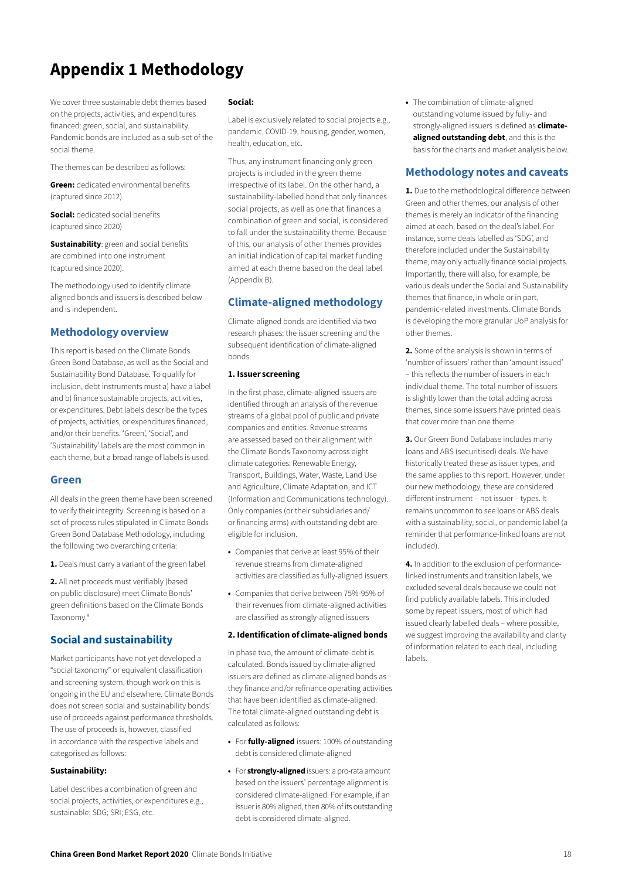# Appendix 1 Methodology

We cover three sustainable debt themes based on the projects, activities, and expenditures financed: green, social, and sustainability. Pandemic bonds are included as a sub-set of the social theme.

The themes can be described as follows:

**Green:** dedicated environmental benefits (captured since 2012)

**Social:** dedicated social benefits (captured since 2020)

**Sustainability**: green and social benefits are combined into one instrument (captured since 2020).

The methodology used to identify climate aligned bonds and issuers is described below and is independent.

## Methodology overview

This report is based on the Climate Bonds Green Bond Database, as well as the Social and Sustainability Bond Database. To qualify for inclusion, debt instruments must a) have a label and b) finance sustainable projects, activities, or expenditures. Debt labels describe the types of projects, activities, or expenditures financed, and/or their benefits. 'Green', 'Social', and 'Sustainability' labels are the most common in each theme, but a broad range of labels is used.

## Green

All deals in the green theme have been screened to verify their integrity. Screening is based on a set of process rules stipulated in Climate Bonds Green Bond Database Methodology, including the following two overarching criteria:

**1.** Deals must carry a variant of the green label

**2.** All net proceeds must verifiably (based on public disclosure) meet Climate Bonds' green definitions based on the Climate Bonds Taxonomy.[9]

## Social and sustainability

Market participants have not yet developed a "social taxonomy" or equivalent classification and screening system, though work on this is ongoing in the EU and elsewhere. Climate Bonds does not screen social and sustainability bonds' use of proceeds against performance thresholds. The use of proceeds is, however, classified in accordance with the respective labels and categorised as follows:

**Sustainability:**

Label describes a combination of green and social projects, activities, or expenditures e.g., sustainable; SDG; SRI; ESG, etc.

**Social:**

Label is exclusively related to social projects e.g., pandemic, COVID-19, housing, gender, women, health, education, etc.

Thus, any instrument financing only green projects is included in the green theme irrespective of its label. On the other hand, a sustainability-labelled bond that only finances social projects, as well as one that finances a combination of green and social, is considered to fall under the sustainability theme. Because of this, our analysis of other themes provides an initial indication of capital market funding aimed at each theme based on the deal label (Appendix B).

## Climate-aligned methodology

Climate-aligned bonds are identified via two research phases: the issuer screening and the subsequent identification of climate-aligned bonds.

**1. Issuer screening**

In the first phase, climate-aligned issuers are identified through an analysis of the revenue streams of a global pool of public and private companies and entities. Revenue streams are assessed based on their alignment with the Climate Bonds Taxonomy across eight climate categories: Renewable Energy, Transport, Buildings, Water, Waste, Land Use and Agriculture, Climate Adaptation, and ICT (Information and Communications technology). Only companies (or their subsidiaries and/or financing arms) with outstanding debt are eligible for inclusion.

- Companies that derive at least 95% of their revenue streams from climate-aligned activities are classified as fully-aligned issuers
- Companies that derive between 75%-95% of their revenues from climate-aligned activities are classified as strongly-aligned issuers

**2. Identification of climate-aligned bonds**

In phase two, the amount of climate-debt is calculated. Bonds issued by climate-aligned issuers are defined as climate-aligned bonds as they finance and/or refinance operating activities that have been identified as climate-aligned. The total climate-aligned outstanding debt is calculated as follows:

- For **fully-aligned** issuers: 100% of outstanding debt is considered climate-aligned
- For **strongly-aligned** issuers: a pro-rata amount based on the issuers' percentage alignment is considered climate-aligned. For example, if an issuer is 80% aligned, then 80% of its outstanding debt is considered climate-aligned.
- The combination of climate-aligned outstanding volume issued by fully- and strongly-aligned issuers is defined as **climate-aligned outstanding debt**, and this is the basis for the charts and market analysis below.

## Methodology notes and caveats

**1.** Due to the methodological difference between Green and other themes, our analysis of other themes is merely an indicator of the financing aimed at each, based on the deal's label. For instance, some deals labelled as 'SDG', and therefore included under the Sustainability theme, may only actually finance social projects. Importantly, there will also, for example, be various deals under the Social and Sustainability themes that finance, in whole or in part, pandemic-related investments. Climate Bonds is developing the more granular UoP analysis for other themes.

**2.** Some of the analysis is shown in terms of 'number of issuers' rather than 'amount issued' – this reflects the number of issuers in each individual theme. The total number of issuers is slightly lower than the total adding across themes, since some issuers have printed deals that cover more than one theme.

**3.** Our Green Bond Database includes many loans and ABS (securitised) deals. We have historically treated these as issuer types, and the same applies to this report. However, under our new methodology, these are considered different instrument – not issuer – types. It remains uncommon to see loans or ABS deals with a sustainability, social, or pandemic label (a reminder that performance-linked loans are not included).

**4.** In addition to the exclusion of performance-linked instruments and transition labels, we excluded several deals because we could not find publicly available labels. This included some by repeat issuers, most of which had issued clearly labelled deals – where possible, we suggest improving the availability and clarity of information related to each deal, including labels.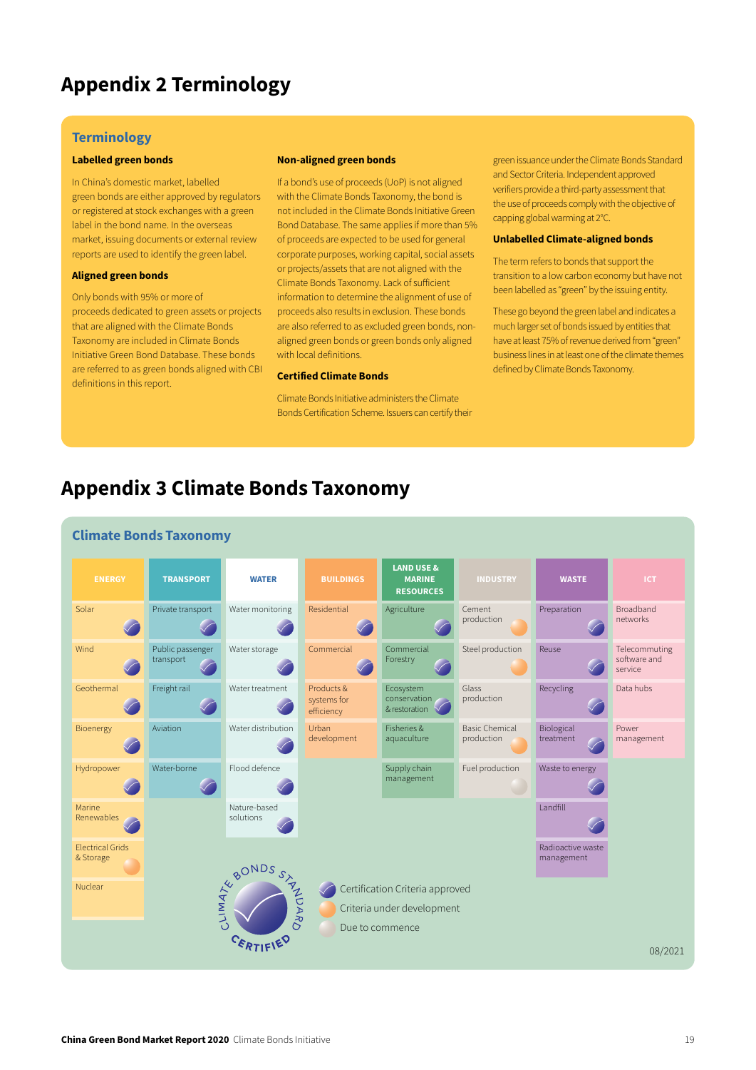# Appendix 2 Terminology

## Terminology

### Labelled green bonds

In China's domestic market, labelled green bonds are either approved by regulators or registered at stock exchanges with a green label in the bond name. In the overseas market, issuing documents or external review reports are used to identify the green label.

### Aligned green bonds

Only bonds with 95% or more of proceeds dedicated to green assets or projects that are aligned with the Climate Bonds Taxonomy are included in Climate Bonds Initiative Green Bond Database. These bonds are referred to as green bonds aligned with CBI definitions in this report.

### Non-aligned green bonds

If a bond's use of proceeds (UoP) is not aligned with the Climate Bonds Taxonomy, the bond is not included in the Climate Bonds Initiative Green Bond Database. The same applies if more than 5% of proceeds are expected to be used for general corporate purposes, working capital, social assets or projects/assets that are not aligned with the Climate Bonds Taxonomy. Lack of sufficient information to determine the alignment of use of proceeds also results in exclusion. These bonds are also referred to as excluded green bonds, non-aligned green bonds or green bonds only aligned with local definitions.

### Certified Climate Bonds

Climate Bonds Initiative administers the Climate Bonds Certification Scheme. Issuers can certify their green issuance under the Climate Bonds Standard and Sector Criteria. Independent approved verifiers provide a third-party assessment that the use of proceeds comply with the objective of capping global warming at 2°C.

### Unlabelled Climate-aligned bonds

The term refers to bonds that support the transition to a low carbon economy but have not been labelled as "green" by the issuing entity.

These go beyond the green label and indicates a much larger set of bonds issued by entities that have at least 75% of revenue derived from "green" business lines in at least one of the climate themes defined by Climate Bonds Taxonomy.

# Appendix 3 Climate Bonds Taxonomy

## Climate Bonds Taxonomy

| ENERGY | TRANSPORT | WATER | BUILDINGS | LAND USE & MARINE RESOURCES | INDUSTRY | WASTE | ICT |
|---|---|---|---|---|---|---|---|
| Solar (approved) | Private transport (approved) | Water monitoring (approved) | Residential (approved) | Agriculture (approved) | Cement production (under development) | Preparation (approved) | Broadband networks |
| Wind (approved) | Public passenger transport (approved) | Water storage (approved) | Commercial (approved) | Commercial Forestry (approved) | Steel production (under development) | Reuse (approved) | Telecommuting software and service |
| Geothermal (approved) | Freight rail (approved) | Water treatment (approved) | Products & systems for efficiency | Ecosystem conservation & restoration (approved) | Glass production | Recycling (approved) | Data hubs |
| Bioenergy (approved) | Aviation | Water distribution (approved) | Urban development | Fisheries & aquaculture | Basic Chemical production (under development) | Biological treatment (approved) | Power management |
| Hydropower (approved) | Water-borne (approved) | Flood defence (approved) | | Supply chain management | Fuel production (due to commence) | Waste to energy (approved) | |
| Marine Renewables (approved) | | Nature-based solutions (approved) | | | | Landfill (approved) | |
| Electrical Grids & Storage (under development) | | | | | | Radioactive waste management | |
| Nuclear | | | | | | | |

CLIMATE BONDS STANDARD CERTIFIED

- Certification Criteria approved
- Criteria under development
- Due to commence

08/2021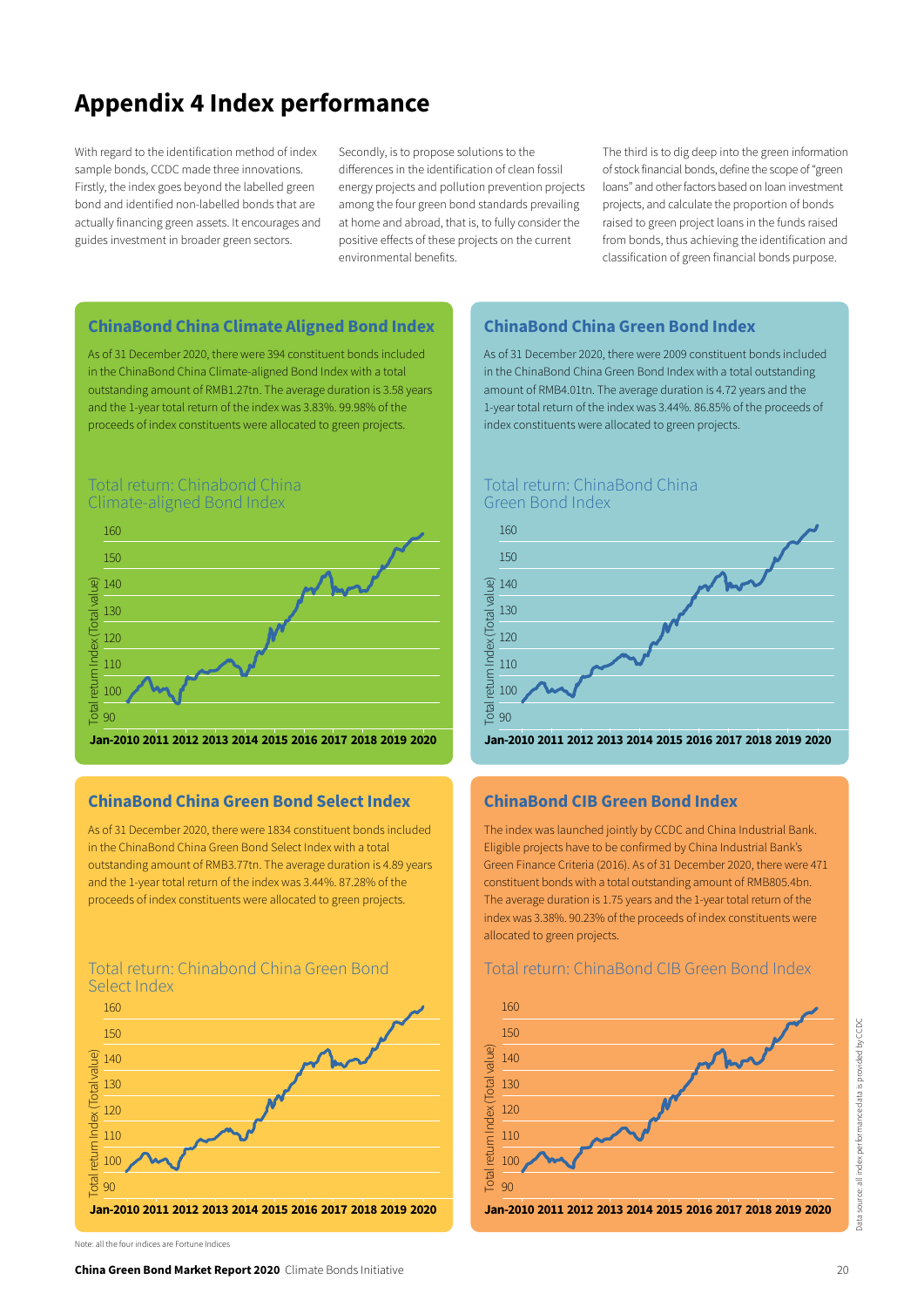# Appendix 4 Index performance

With regard to the identification method of index sample bonds, CCDC made three innovations. Firstly, the index goes beyond the labelled green bond and identified non-labelled bonds that are actually financing green assets. It encourages and guides investment in broader green sectors.

Secondly, is to propose solutions to the differences in the identification of clean fossil energy projects and pollution prevention projects among the four green bond standards prevailing at home and abroad, that is, to fully consider the positive effects of these projects on the current environmental benefits.

The third is to dig deep into the green information of stock financial bonds, define the scope of "green loans" and other factors based on loan investment projects, and calculate the proportion of bonds raised to green project loans in the funds raised from bonds, thus achieving the identification and classification of green financial bonds purpose.

## ChinaBond China Climate Aligned Bond Index

As of 31 December 2020, there were 394 constituent bonds included in the ChinaBond China Climate-aligned Bond Index with a total outstanding amount of RMB1.27tn. The average duration is 3.58 years and the 1-year total return of the index was 3.83%. 99.98% of the proceeds of index constituents were allocated to green projects.

Total return: Chinabond China Climate-aligned Bond Index

## ChinaBond China Green Bond Index

As of 31 December 2020, there were 2009 constituent bonds included in the ChinaBond China Green Bond Index with a total outstanding amount of RMB4.01tn. The average duration is 4.72 years and the 1-year total return of the index was 3.44%. 86.85% of the proceeds of index constituents were allocated to green projects.

Total return: ChinaBond China Green Bond Index

## ChinaBond China Green Bond Select Index

As of 31 December 2020, there were 1834 constituent bonds included in the ChinaBond China Green Bond Select Index with a total outstanding amount of RMB3.77tn. The average duration is 4.89 years and the 1-year total return of the index was 3.44%. 87.28% of the proceeds of index constituents were allocated to green projects.

Total return: Chinabond China Green Bond Select Index

## ChinaBond CIB Green Bond Index

The index was launched jointly by CCDC and China Industrial Bank. Eligible projects have to be confirmed by China Industrial Bank's Green Finance Criteria (2016). As of 31 December 2020, there were 471 constituent bonds with a total outstanding amount of RMB805.4bn. The average duration is 1.75 years and the 1-year total return of the index was 3.38%. 90.23% of the proceeds of index constituents were allocated to green projects.

Total return: ChinaBond CIB Green Bond Index

Note: all the four indices are Fortune Indices

Data source: all index performance data is provided by CCDC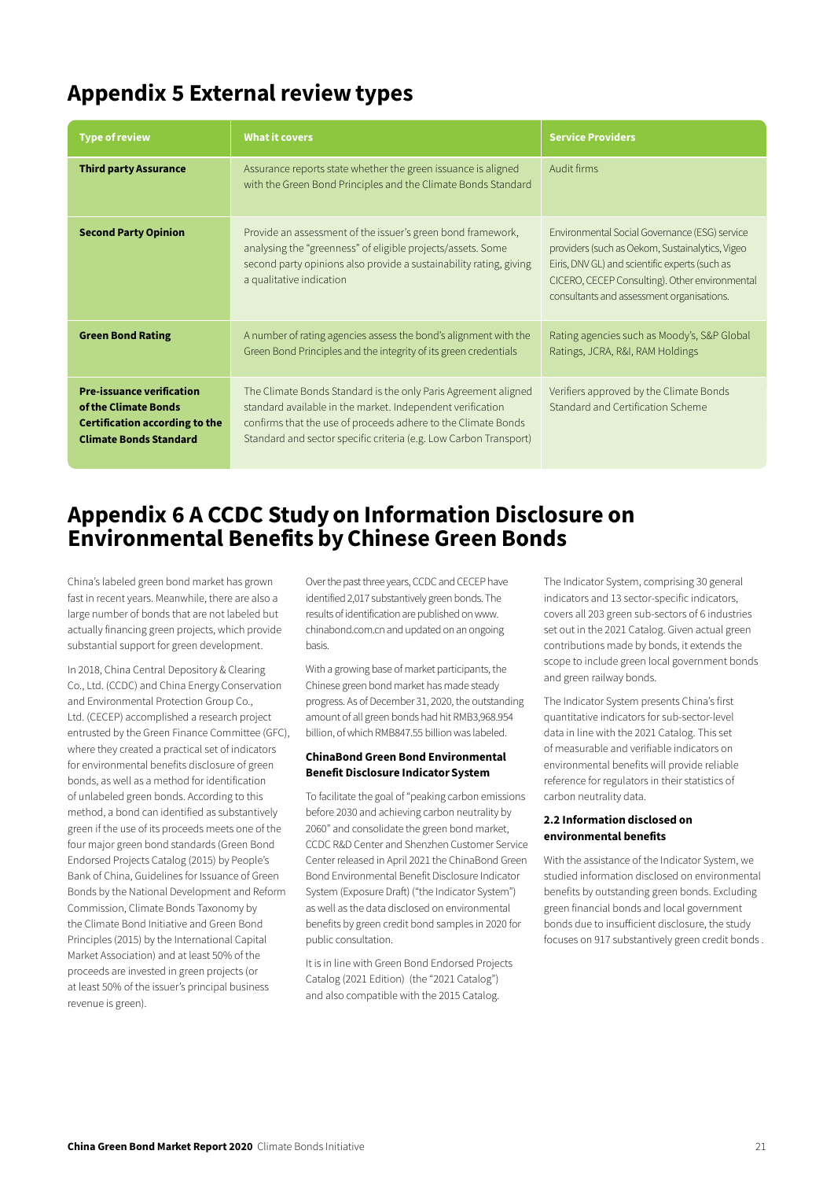# Appendix 5 External review types

| Type of review | What it covers | Service Providers |
|---|---|---|
| **Third party Assurance** | Assurance reports state whether the green issuance is aligned with the Green Bond Principles and the Climate Bonds Standard | Audit firms |
| **Second Party Opinion** | Provide an assessment of the issuer's green bond framework, analysing the "greenness" of eligible projects/assets. Some second party opinions also provide a sustainability rating, giving a qualitative indication | Environmental Social Governance (ESG) service providers (such as Oekom, Sustainalytics, Vigeo Eiris, DNV GL) and scientific experts (such as CICERO, CECEP Consulting). Other environmental consultants and assessment organisations. |
| **Green Bond Rating** | A number of rating agencies assess the bond's alignment with the Green Bond Principles and the integrity of its green credentials | Rating agencies such as Moody's, S&P Global Ratings, JCRA, R&I, RAM Holdings |
| **Pre-issuance verification of the Climate Bonds Certification according to the Climate Bonds Standard** | The Climate Bonds Standard is the only Paris Agreement aligned standard available in the market. Independent verification confirms that the use of proceeds adhere to the Climate Bonds Standard and sector specific criteria (e.g. Low Carbon Transport) | Verifiers approved by the Climate Bonds Standard and Certification Scheme |

# Appendix 6 A CCDC Study on Information Disclosure on Environmental Benefits by Chinese Green Bonds

China's labeled green bond market has grown fast in recent years. Meanwhile, there are also a large number of bonds that are not labeled but actually financing green projects, which provide substantial support for green development.

In 2018, China Central Depository & Clearing Co., Ltd. (CCDC) and China Energy Conservation and Environmental Protection Group Co., Ltd. (CECEP) accomplished a research project entrusted by the Green Finance Committee (GFC), where they created a practical set of indicators for environmental benefits disclosure of green bonds, as well as a method for identification of unlabeled green bonds. According to this method, a bond can identified as substantively green if the use of its proceeds meets one of the four major green bond standards (Green Bond Endorsed Projects Catalog (2015) by People's Bank of China, Guidelines for Issuance of Green Bonds by the National Development and Reform Commission, Climate Bonds Taxonomy by the Climate Bond Initiative and Green Bond Principles (2015) by the International Capital Market Association) and at least 50% of the proceeds are invested in green projects (or at least 50% of the issuer's principal business revenue is green).

Over the past three years, CCDC and CECEP have identified 2,017 substantively green bonds. The results of identification are published on www.chinabond.com.cn and updated on an ongoing basis.

With a growing base of market participants, the Chinese green bond market has made steady progress. As of December 31, 2020, the outstanding amount of all green bonds had hit RMB3,968.954 billion, of which RMB847.55 billion was labeled.

### ChinaBond Green Bond Environmental Benefit Disclosure Indicator System

To facilitate the goal of "peaking carbon emissions before 2030 and achieving carbon neutrality by 2060" and consolidate the green bond market, CCDC R&D Center and Shenzhen Customer Service Center released in April 2021 the ChinaBond Green Bond Environmental Benefit Disclosure Indicator System (Exposure Draft) ("the Indicator System") as well as the data disclosed on environmental benefits by green credit bond samples in 2020 for public consultation.

It is in line with Green Bond Endorsed Projects Catalog (2021 Edition) (the "2021 Catalog") and also compatible with the 2015 Catalog.

The Indicator System, comprising 30 general indicators and 13 sector-specific indicators, covers all 203 green sub-sectors of 6 industries set out in the 2021 Catalog. Given actual green contributions made by bonds, it extends the scope to include green local government bonds and green railway bonds.

The Indicator System presents China's first quantitative indicators for sub-sector-level data in line with the 2021 Catalog. This set of measurable and verifiable indicators on environmental benefits will provide reliable reference for regulators in their statistics of carbon neutrality data.

### 2.2 Information disclosed on environmental benefits

With the assistance of the Indicator System, we studied information disclosed on environmental benefits by outstanding green bonds. Excluding green financial bonds and local government bonds due to insufficient disclosure, the study focuses on 917 substantively green credit bonds .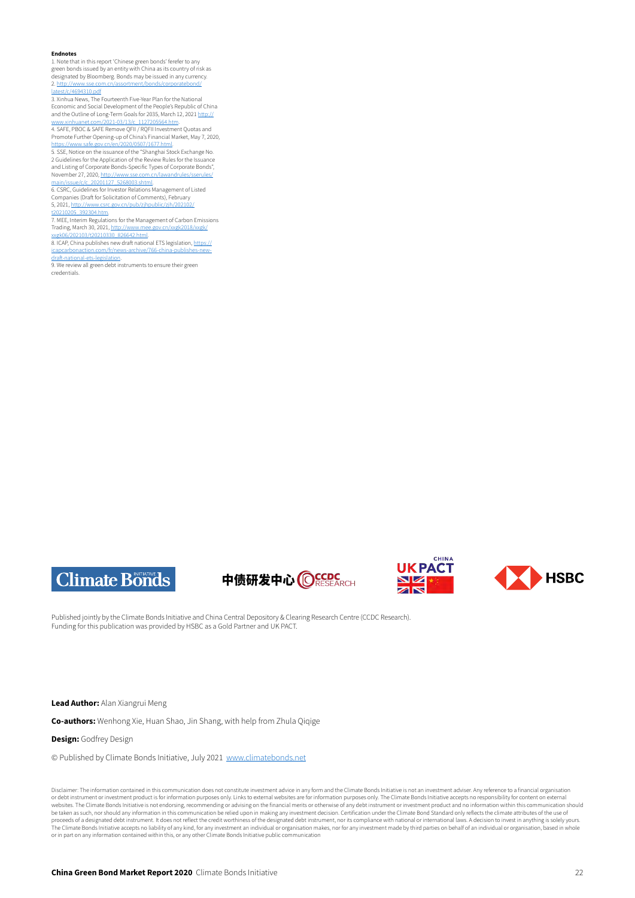**Endnotes**

1. Note that in this report 'Chinese green bonds' ferefer to any green bonds issued by an entity with China as its country of risk as designated by Bloomberg. Bonds may be issued in any currency.
2. http://www.sse.com.cn/assortment/bonds/corporatebond/latest/c/4694310.pdf
3. Xinhua News, The Fourteenth Five-Year Plan for the National Economic and Social Development of the People's Republic of China and the Outline of Long-Term Goals for 2035, March 12, 2021 http://www.xinhuanet.com/2021-03/13/c_1127205564.htm.
4. SAFE, PBOC & SAFE Remove QFII / RQFII Investment Quotas and Promote Further Opening-up of China's Financial Market, May 7, 2020, https://www.safe.gov.cn/en/2020/0507/1677.html.
5. SSE, Notice on the issuance of the "Shanghai Stock Exchange No. 2 Guidelines for the Application of the Review Rules for the Issuance and Listing of Corporate Bonds-Specific Types of Corporate Bonds", November 27, 2020, http://www.sse.com.cn/lawandrules/sserules/main/issue/c/c_20201127_5268003.shtml.
6. CSRC, Guidelines for Investor Relations Management of Listed Companies (Draft for Solicitation of Comments), February 5, 2021, http://www.csrc.gov.cn/pub/zjhpublic/zjh/202102/t20210205_392304.htm.
7. MEE, Interim Regulations for the Management of Carbon Emissions Trading, March 30, 2021, http://www.mee.gov.cn/xxgk2018/xxgk/xxgk06/202103/t20210330_826642.html.
8. ICAP, China publishes new draft national ETS legislation, https://icapcarbonaction.com/fr/news-archive/766-china-publishes-new-draft-national-ets-legislation.
9. We review all green debt instruments to ensure their green credentials.

Published jointly by the Climate Bonds Initiative and China Central Depository & Clearing Research Centre (CCDC Research). Funding for this publication was provided by HSBC as a Gold Partner and UK PACT.

**Lead Author:** Alan Xiangrui Meng

**Co-authors:** Wenhong Xie, Huan Shao, Jin Shang, with help from Zhula Qiqige

**Design:** Godfrey Design

© Published by Climate Bonds Initiative, July 2021 www.climatebonds.net

Disclaimer: The information contained in this communication does not constitute investment advice in any form and the Climate Bonds Initiative is not an investment adviser. Any reference to a financial organisation or debt instrument or investment product is for information purposes only. Links to external websites are for information purposes only. The Climate Bonds Initiative accepts no responsibility for content on external websites. The Climate Bonds Initiative is not endorsing, recommending or advising on the financial merits or otherwise of any debt instrument or investment product and no information within this communication should be taken as such, nor should any information in this communication be relied upon in making any investment decision. Certification under the Climate Bond Standard only reflects the climate attributes of the use of proceeds of a designated debt instrument. It does not reflect the credit worthiness of the designated debt instrument, nor its compliance with national or international laws. A decision to invest in anything is solely yours. The Climate Bonds Initiative accepts no liability of any kind, for any investment an individual or organisation makes, nor for any investment made by third parties on behalf of an individual or organisation, based in whole or in part on any information contained within this, or any other Climate Bonds Initiative public communication